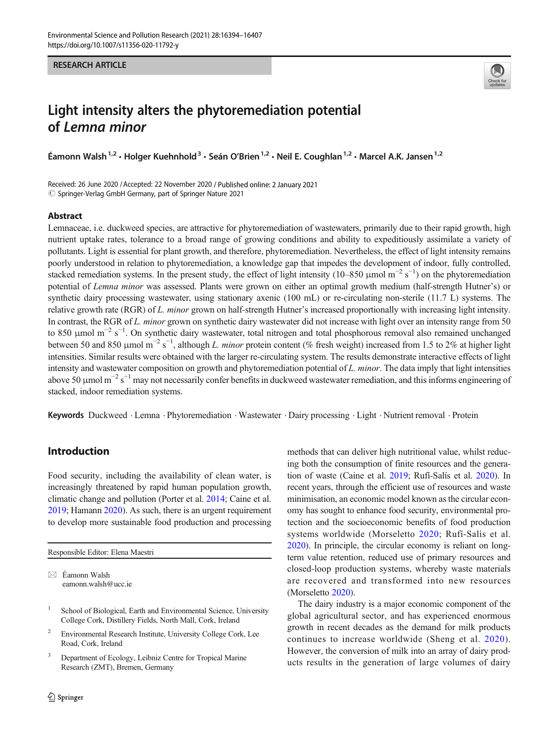RESEARCH ARTICLE

# Light intensity alters the phytoremediation potential of *Lemna minor*

Éamonn Walsh[1,2] · Holger Kuehnhold[3] · Seán O'Brien[1,2] · Neil E. Coughlan[1,2] · Marcel A.K. Jansen[1,2]

Received: 26 June 2020 / Accepted: 22 November 2020 / Published online: 2 January 2021
© Springer-Verlag GmbH Germany, part of Springer Nature 2021

## Abstract

Lemnaceae, i.e. duckweed species, are attractive for phytoremediation of wastewaters, primarily due to their rapid growth, high nutrient uptake rates, tolerance to a broad range of growing conditions and ability to expeditiously assimilate a variety of pollutants. Light is essential for plant growth, and therefore, phytoremediation. Nevertheless, the effect of light intensity remains poorly understood in relation to phytoremediation, a knowledge gap that impedes the development of indoor, fully controlled, stacked remediation systems. In the present study, the effect of light intensity (10–850 μmol $m^{-2}$ $s^{-1}$) on the phytoremediation potential of *Lemna minor* was assessed. Plants were grown on either an optimal growth medium (half-strength Hutner's) or synthetic dairy processing wastewater, using stationary axenic (100 mL) or re-circulating non-sterile (11.7 L) systems. The relative growth rate (RGR) of *L. minor* grown on half-strength Hutner's increased proportionally with increasing light intensity. In contrast, the RGR of *L. minor* grown on synthetic dairy wastewater did not increase with light over an intensity range from 50 to 850 μmol $m^{-2}$ $s^{-1}$. On synthetic dairy wastewater, total nitrogen and total phosphorous removal also remained unchanged between 50 and 850 μmol $m^{-2}$ $s^{-1}$, although *L. minor* protein content (% fresh weight) increased from 1.5 to 2% at higher light intensities. Similar results were obtained with the larger re-circulating system. The results demonstrate interactive effects of light intensity and wastewater composition on growth and phytoremediation potential of *L. minor*. The data imply that light intensities above 50 μmol $m^{-2}$ $s^{-1}$ may not necessarily confer benefits in duckweed wastewater remediation, and this informs engineering of stacked, indoor remediation systems.

**Keywords** Duckweed · Lemna · Phytoremediation · Wastewater · Dairy processing · Light · Nutrient removal · Protein

## Introduction

Food security, including the availability of clean water, is increasingly threatened by rapid human population growth, climatic change and pollution (Porter et al. 2014; Caine et al. 2019; Hamann 2020). As such, there is an urgent requirement to develop more sustainable food production and processing methods that can deliver high nutritional value, whilst reducing both the consumption of finite resources and the generation of waste (Caine et al. 2019; Rufí-Salís et al. 2020). In recent years, through the efficient use of resources and waste minimisation, an economic model known as the circular economy has sought to enhance food security, environmental protection and the socioeconomic benefits of food production systems worldwide (Morseletto 2020; Rufí-Salís et al. 2020). In principle, the circular economy is reliant on long-term value retention, reduced use of primary resources and closed-loop production systems, whereby waste materials are recovered and transformed into new resources (Morseletto 2020).

The dairy industry is a major economic component of the global agricultural sector, and has experienced enormous growth in recent decades as the demand for milk products continues to increase worldwide (Sheng et al. 2020). However, the conversion of milk into an array of dairy products results in the generation of large volumes of dairy

---

Responsible Editor: Elena Maestri

✉ Éamonn Walsh
eamonn.walsh@ucc.ie

[1] School of Biological, Earth and Environmental Science, University College Cork, Distillery Fields, North Mall, Cork, Ireland

[2] Environmental Research Institute, University College Cork, Lee Road, Cork, Ireland

[3] Department of Ecology, Leibniz Centre for Tropical Marine Research (ZMT), Bremen, Germany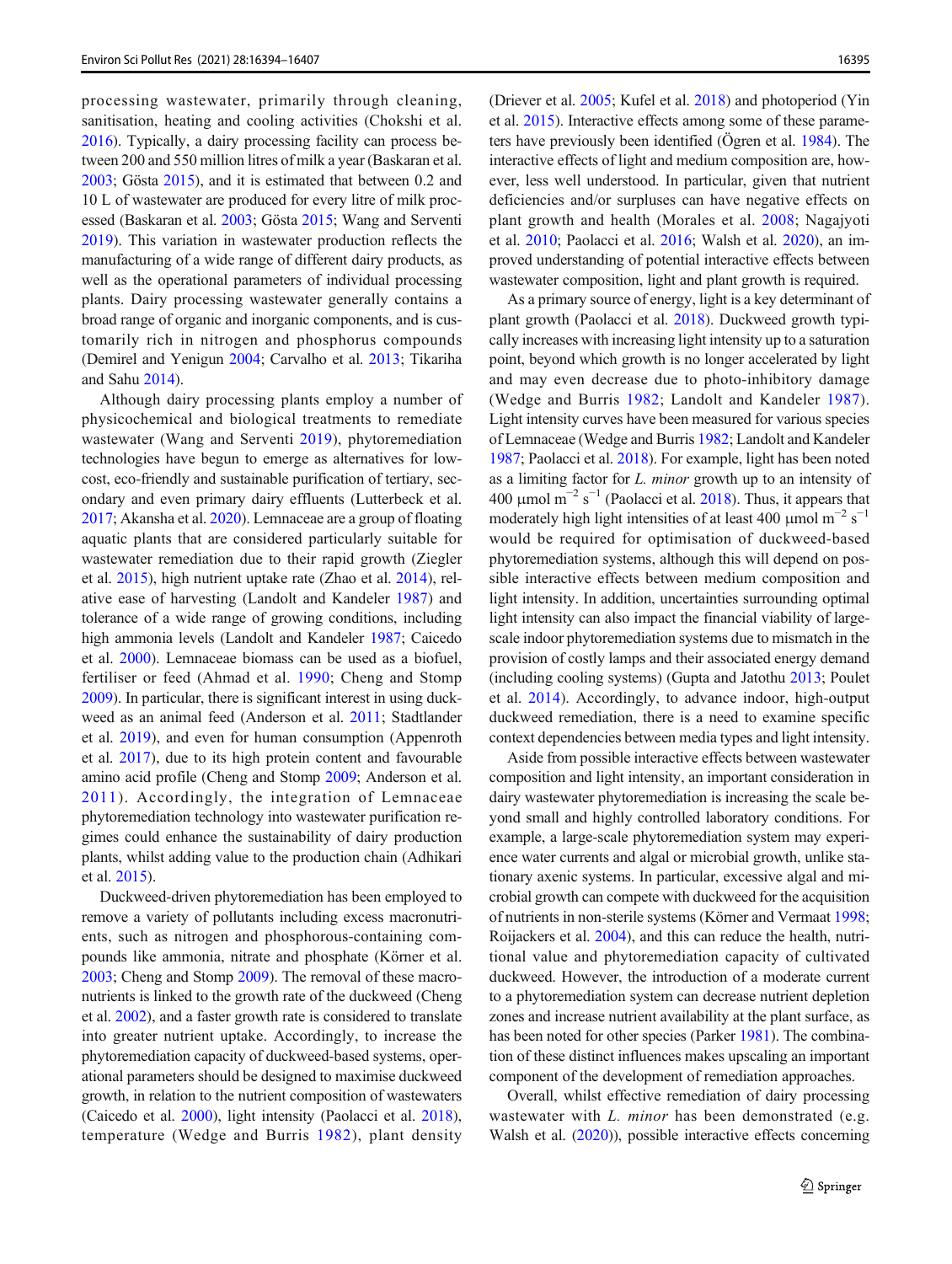processing wastewater, primarily through cleaning, sanitisation, heating and cooling activities (Chokshi et al. 2016). Typically, a dairy processing facility can process between 200 and 550 million litres of milk a year (Baskaran et al. 2003; Gösta 2015), and it is estimated that between 0.2 and 10 L of wastewater are produced for every litre of milk processed (Baskaran et al. 2003; Gösta 2015; Wang and Serventi 2019). This variation in wastewater production reflects the manufacturing of a wide range of different dairy products, as well as the operational parameters of individual processing plants. Dairy processing wastewater generally contains a broad range of organic and inorganic components, and is customarily rich in nitrogen and phosphorus compounds (Demirel and Yenigun 2004; Carvalho et al. 2013; Tikariha and Sahu 2014).

Although dairy processing plants employ a number of physicochemical and biological treatments to remediate wastewater (Wang and Serventi 2019), phytoremediation technologies have begun to emerge as alternatives for low-cost, eco-friendly and sustainable purification of tertiary, secondary and even primary dairy effluents (Lutterbeck et al. 2017; Akansha et al. 2020). Lemnaceae are a group of floating aquatic plants that are considered particularly suitable for wastewater remediation due to their rapid growth (Ziegler et al. 2015), high nutrient uptake rate (Zhao et al. 2014), relative ease of harvesting (Landolt and Kandeler 1987) and tolerance of a wide range of growing conditions, including high ammonia levels (Landolt and Kandeler 1987; Caicedo et al. 2000). Lemnaceae biomass can be used as a biofuel, fertiliser or feed (Ahmad et al. 1990; Cheng and Stomp 2009). In particular, there is significant interest in using duckweed as an animal feed (Anderson et al. 2011; Stadtlander et al. 2019), and even for human consumption (Appenroth et al. 2017), due to its high protein content and favourable amino acid profile (Cheng and Stomp 2009; Anderson et al. 2011). Accordingly, the integration of Lemnaceae phytoremediation technology into wastewater purification regimes could enhance the sustainability of dairy production plants, whilst adding value to the production chain (Adhikari et al. 2015).

Duckweed-driven phytoremediation has been employed to remove a variety of pollutants including excess macronutrients, such as nitrogen and phosphorous-containing compounds like ammonia, nitrate and phosphate (Körner et al. 2003; Cheng and Stomp 2009). The removal of these macronutrients is linked to the growth rate of the duckweed (Cheng et al. 2002), and a faster growth rate is considered to translate into greater nutrient uptake. Accordingly, to increase the phytoremediation capacity of duckweed-based systems, operational parameters should be designed to maximise duckweed growth, in relation to the nutrient composition of wastewaters (Caicedo et al. 2000), light intensity (Paolacci et al. 2018), temperature (Wedge and Burris 1982), plant density (Driever et al. 2005; Kufel et al. 2018) and photoperiod (Yin et al. 2015). Interactive effects among some of these parameters have previously been identified (Ögren et al. 1984). The interactive effects of light and medium composition are, however, less well understood. In particular, given that nutrient deficiencies and/or surpluses can have negative effects on plant growth and health (Morales et al. 2008; Nagajyoti et al. 2010; Paolacci et al. 2016; Walsh et al. 2020), an improved understanding of potential interactive effects between wastewater composition, light and plant growth is required.

As a primary source of energy, light is a key determinant of plant growth (Paolacci et al. 2018). Duckweed growth typically increases with increasing light intensity up to a saturation point, beyond which growth is no longer accelerated by light and may even decrease due to photo-inhibitory damage (Wedge and Burris 1982; Landolt and Kandeler 1987). Light intensity curves have been measured for various species of Lemnaceae (Wedge and Burris 1982; Landolt and Kandeler 1987; Paolacci et al. 2018). For example, light has been noted as a limiting factor for *L. minor* growth up to an intensity of 400 $\mu$mol m$^{-2}$ s$^{-1}$ (Paolacci et al. 2018). Thus, it appears that moderately high light intensities of at least 400 $\mu$mol m$^{-2}$ s$^{-1}$ would be required for optimisation of duckweed-based phytoremediation systems, although this will depend on possible interactive effects between medium composition and light intensity. In addition, uncertainties surrounding optimal light intensity can also impact the financial viability of large-scale indoor phytoremediation systems due to mismatch in the provision of costly lamps and their associated energy demand (including cooling systems) (Gupta and Jatothu 2013; Poulet et al. 2014). Accordingly, to advance indoor, high-output duckweed remediation, there is a need to examine specific context dependencies between media types and light intensity.

Aside from possible interactive effects between wastewater composition and light intensity, an important consideration in dairy wastewater phytoremediation is increasing the scale beyond small and highly controlled laboratory conditions. For example, a large-scale phytoremediation system may experience water currents and algal or microbial growth, unlike stationary axenic systems. In particular, excessive algal and microbial growth can compete with duckweed for the acquisition of nutrients in non-sterile systems (Körner and Vermaat 1998; Roijackers et al. 2004), and this can reduce the health, nutritional value and phytoremediation capacity of cultivated duckweed. However, the introduction of a moderate current to a phytoremediation system can decrease nutrient depletion zones and increase nutrient availability at the plant surface, as has been noted for other species (Parker 1981). The combination of these distinct influences makes upscaling an important component of the development of remediation approaches.

Overall, whilst effective remediation of dairy processing wastewater with *L. minor* has been demonstrated (e.g. Walsh et al. (2020)), possible interactive effects concerning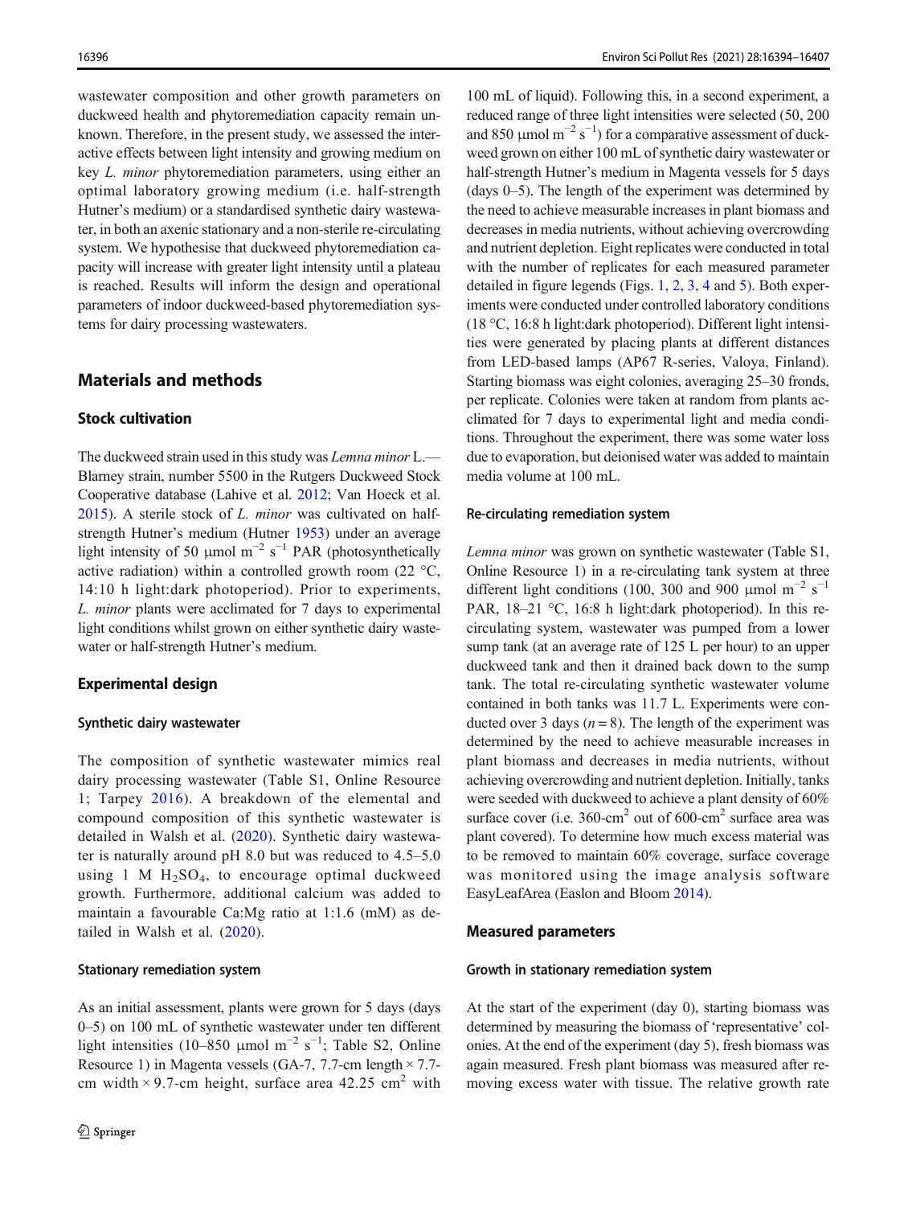wastewater composition and other growth parameters on duckweed health and phytoremediation capacity remain unknown. Therefore, in the present study, we assessed the interactive effects between light intensity and growing medium on key *L. minor* phytoremediation parameters, using either an optimal laboratory growing medium (i.e. half-strength Hutner's medium) or a standardised synthetic dairy wastewater, in both an axenic stationary and a non-sterile re-circulating system. We hypothesise that duckweed phytoremediation capacity will increase with greater light intensity until a plateau is reached. Results will inform the design and operational parameters of indoor duckweed-based phytoremediation systems for dairy processing wastewaters.

## Materials and methods

### Stock cultivation

The duckweed strain used in this study was *Lemna minor* L.—Blarney strain, number 5500 in the Rutgers Duckweed Stock Cooperative database (Lahive et al. 2012; Van Hoeck et al. 2015). A sterile stock of *L. minor* was cultivated on half-strength Hutner's medium (Hutner 1953) under an average light intensity of 50 μmol $m^{-2}$ $s^{-1}$ PAR (photosynthetically active radiation) within a controlled growth room (22 °C, 14:10 h light:dark photoperiod). Prior to experiments, *L. minor* plants were acclimated for 7 days to experimental light conditions whilst grown on either synthetic dairy wastewater or half-strength Hutner's medium.

### Experimental design

#### Synthetic dairy wastewater

The composition of synthetic wastewater mimics real dairy processing wastewater (Table S1, Online Resource 1; Tarpey 2016). A breakdown of the elemental and compound composition of this synthetic wastewater is detailed in Walsh et al. (2020). Synthetic dairy wastewater is naturally around pH 8.0 but was reduced to 4.5–5.0 using 1 M $H_2SO_4$, to encourage optimal duckweed growth. Furthermore, additional calcium was added to maintain a favourable Ca:Mg ratio at 1:1.6 (mM) as detailed in Walsh et al. (2020).

#### Stationary remediation system

As an initial assessment, plants were grown for 5 days (days 0–5) on 100 mL of synthetic wastewater under ten different light intensities (10–850 μmol $m^{-2}$ $s^{-1}$; Table S2, Online Resource 1) in Magenta vessels (GA-7, 7.7-cm length × 7.7-cm width × 9.7-cm height, surface area 42.25 $cm^2$ with 100 mL of liquid). Following this, in a second experiment, a reduced range of three light intensities were selected (50, 200 and 850 μmol $m^{-2}$ $s^{-1}$) for a comparative assessment of duckweed grown on either 100 mL of synthetic dairy wastewater or half-strength Hutner's medium in Magenta vessels for 5 days (days 0–5). The length of the experiment was determined by the need to achieve measurable increases in plant biomass and decreases in media nutrients, without achieving overcrowding and nutrient depletion. Eight replicates were conducted in total with the number of replicates for each measured parameter detailed in figure legends (Figs. 1, 2, 3, 4 and 5). Both experiments were conducted under controlled laboratory conditions (18 °C, 16:8 h light:dark photoperiod). Different light intensities were generated by placing plants at different distances from LED-based lamps (AP67 R-series, Valoya, Finland). Starting biomass was eight colonies, averaging 25–30 fronds, per replicate. Colonies were taken at random from plants acclimated for 7 days to experimental light and media conditions. Throughout the experiment, there was some water loss due to evaporation, but deionised water was added to maintain media volume at 100 mL.

#### Re-circulating remediation system

*Lemna minor* was grown on synthetic wastewater (Table S1, Online Resource 1) in a re-circulating tank system at three different light conditions (100, 300 and 900 μmol $m^{-2}$ $s^{-1}$ PAR, 18–21 °C, 16:8 h light:dark photoperiod). In this re-circulating system, wastewater was pumped from a lower sump tank (at an average rate of 125 L per hour) to an upper duckweed tank and then it drained back down to the sump tank. The total re-circulating synthetic wastewater volume contained in both tanks was 11.7 L. Experiments were conducted over 3 days ($n = 8$). The length of the experiment was determined by the need to achieve measurable increases in plant biomass and decreases in media nutrients, without achieving overcrowding and nutrient depletion. Initially, tanks were seeded with duckweed to achieve a plant density of 60% surface cover (i.e. 360-$cm^2$ out of 600-$cm^2$ surface area was plant covered). To determine how much excess material was to be removed to maintain 60% coverage, surface coverage was monitored using the image analysis software EasyLeafArea (Easlon and Bloom 2014).

### Measured parameters

#### Growth in stationary remediation system

At the start of the experiment (day 0), starting biomass was determined by measuring the biomass of 'representative' colonies. At the end of the experiment (day 5), fresh biomass was again measured. Fresh plant biomass was measured after removing excess water with tissue. The relative growth rate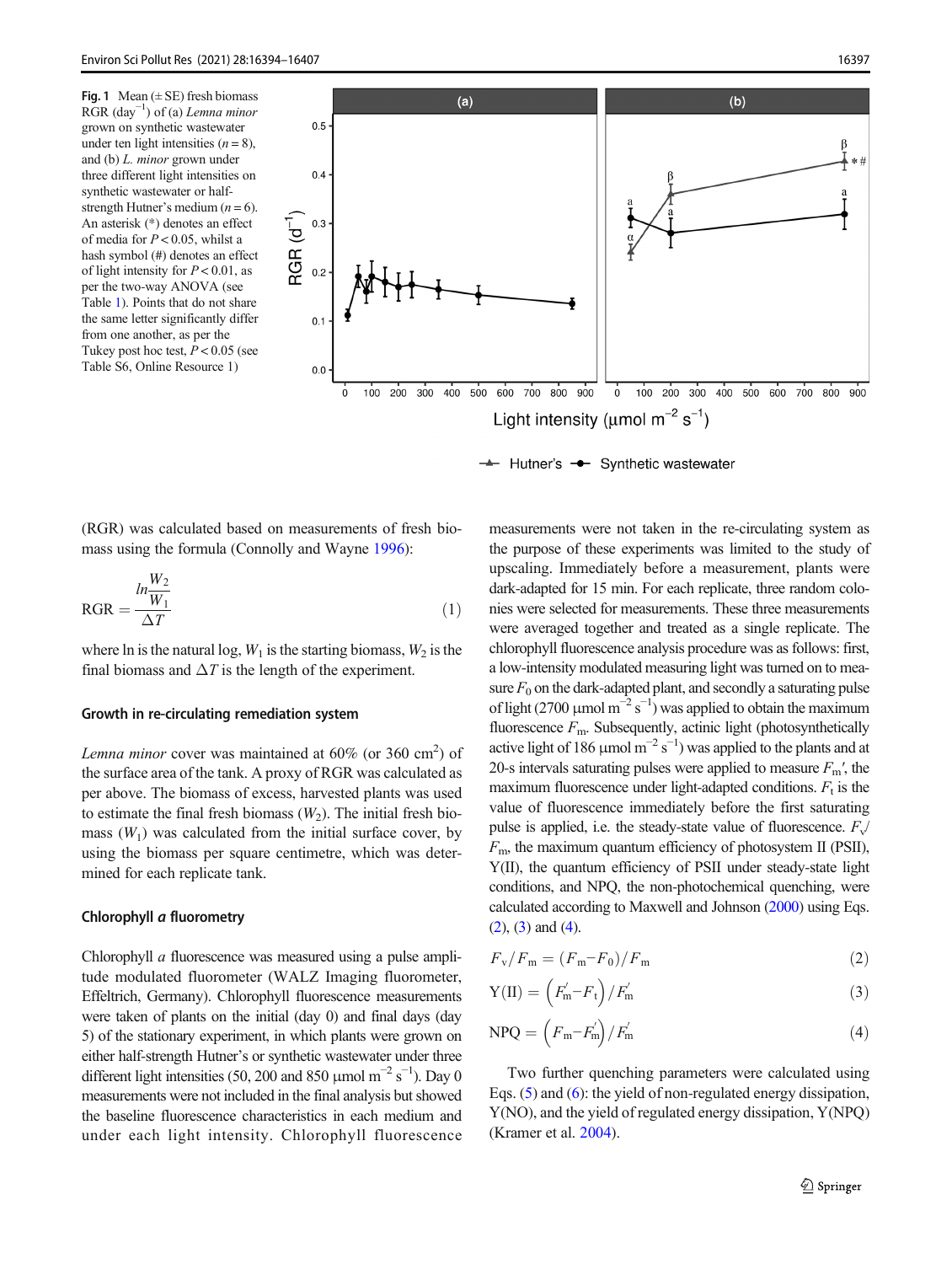**Fig. 1** Mean (± SE) fresh biomass RGR (day$^{-1}$) of (a) *Lemna minor* grown on synthetic wastewater under ten light intensities ($n = 8$), and (b) *L. minor* grown under three different light intensities on synthetic wastewater or half-strength Hutner's medium ($n = 6$). An asterisk (*) denotes an effect of media for $P < 0.05$, whilst a hash symbol (#) denotes an effect of light intensity for $P < 0.01$, as per the two-way ANOVA (see Table 1). Points that do not share the same letter significantly differ from one another, as per the Tukey post hoc test, $P < 0.05$ (see Table S6, Online Resource 1)

(RGR) was calculated based on measurements of fresh biomass using the formula (Connolly and Wayne 1996):

$$\mathrm{RGR} = \frac{ln\frac{W_2}{W_1}}{\Delta T} \tag{1}$$

where ln is the natural log, $W_1$ is the starting biomass, $W_2$ is the final biomass and $\Delta T$ is the length of the experiment.

### Growth in re-circulating remediation system

*Lemna minor* cover was maintained at 60% (or 360 cm$^2$) of the surface area of the tank. A proxy of RGR was calculated as per above. The biomass of excess, harvested plants was used to estimate the final fresh biomass ($W_2$). The initial fresh biomass ($W_1$) was calculated from the initial surface cover, by using the biomass per square centimetre, which was determined for each replicate tank.

### Chlorophyll *a* fluorometry

Chlorophyll *a* fluorescence was measured using a pulse amplitude modulated fluorometer (WALZ Imaging fluorometer, Effeltrich, Germany). Chlorophyll fluorescence measurements were taken of plants on the initial (day 0) and final days (day 5) of the stationary experiment, in which plants were grown on either half-strength Hutner's or synthetic wastewater under three different light intensities (50, 200 and 850 μmol m$^{-2}$ s$^{-1}$). Day 0 measurements were not included in the final analysis but showed the baseline fluorescence characteristics in each medium and under each light intensity. Chlorophyll fluorescence measurements were not taken in the re-circulating system as the purpose of these experiments was limited to the study of upscaling. Immediately before a measurement, plants were dark-adapted for 15 min. For each replicate, three random colonies were selected for measurements. These three measurements were averaged together and treated as a single replicate. The chlorophyll fluorescence analysis procedure was as follows: first, a low-intensity modulated measuring light was turned on to measure $F_0$ on the dark-adapted plant, and secondly a saturating pulse of light (2700 μmol m$^{-2}$ s$^{-1}$) was applied to obtain the maximum fluorescence $F_m$. Subsequently, actinic light (photosynthetically active light of 186 μmol m$^{-2}$ s$^{-1}$) was applied to the plants and at 20-s intervals saturating pulses were applied to measure $F_m'$, the maximum fluorescence under light-adapted conditions. $F_t$ is the value of fluorescence immediately before the first saturating pulse is applied, i.e. the steady-state value of fluorescence. $F_v/F_m$, the maximum quantum efficiency of photosystem II (PSII), Y(II), the quantum efficiency of PSII under steady-state light conditions, and NPQ, the non-photochemical quenching, were calculated according to Maxwell and Johnson (2000) using Eqs. (2), (3) and (4).

$$F_v/F_m = (F_m - F_0)/F_m \tag{2}$$

$$\mathrm{Y(II)} = \left(F_m' - F_t\right)/F_m' \tag{3}$$

$$\mathrm{NPQ} = \left(F_m - F_m'\right)/F_m' \tag{4}$$

Two further quenching parameters were calculated using Eqs. (5) and (6): the yield of non-regulated energy dissipation, Y(NO), and the yield of regulated energy dissipation, Y(NPQ) (Kramer et al. 2004).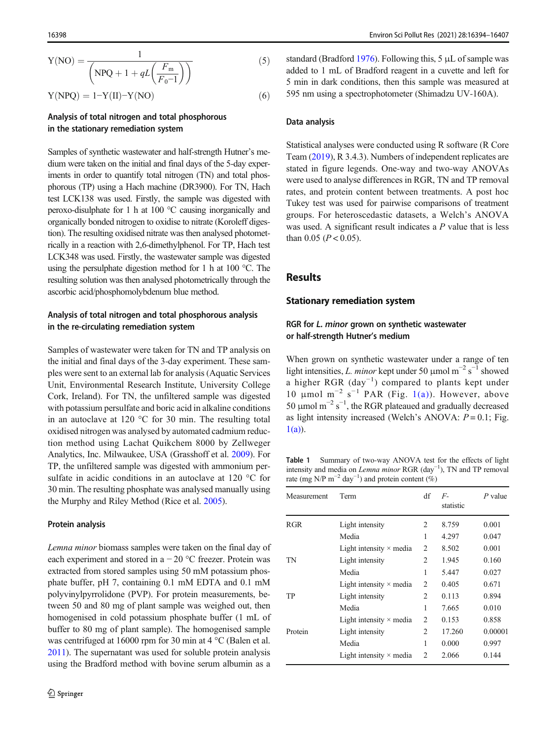$$Y(NO) = \frac{1}{\left(NPQ + 1 + qL\left(\frac{F_m}{F_0 - 1}\right)\right)} \quad (5)$$

$$Y(NPQ) = 1 - Y(II) - Y(NO) \quad (6)$$

### Analysis of total nitrogen and total phosphorous in the stationary remediation system

Samples of synthetic wastewater and half-strength Hutner's medium were taken on the initial and final days of the 5-day experiments in order to quantify total nitrogen (TN) and total phosphorous (TP) using a Hach machine (DR3900). For TN, Hach test LCK138 was used. Firstly, the sample was digested with peroxo-disulphate for 1 h at 100 °C causing inorganically and organically bonded nitrogen to oxidise to nitrate (Koroleff digestion). The resulting oxidised nitrate was then analysed photometrically in a reaction with 2,6-dimethylphenol. For TP, Hach test LCK348 was used. Firstly, the wastewater sample was digested using the persulphate digestion method for 1 h at 100 °C. The resulting solution was then analysed photometrically through the ascorbic acid/phosphomolybdenum blue method.

### Analysis of total nitrogen and total phosphorous analysis in the re-circulating remediation system

Samples of wastewater were taken for TN and TP analysis on the initial and final days of the 3-day experiment. These samples were sent to an external lab for analysis (Aquatic Services Unit, Environmental Research Institute, University College Cork, Ireland). For TN, the unfiltered sample was digested with potassium persulfate and boric acid in alkaline conditions in an autoclave at 120 °C for 30 min. The resulting total oxidised nitrogen was analysed by automated cadmium reduction method using Lachat Quikchem 8000 by Zellweger Analytics, Inc. Milwaukee, USA (Grasshoff et al. 2009). For TP, the unfiltered sample was digested with ammonium persulfate in acidic conditions in an autoclave at 120 °C for 30 min. The resulting phosphate was analysed manually using the Murphy and Riley Method (Rice et al. 2005).

### Protein analysis

*Lemna minor* biomass samples were taken on the final day of each experiment and stored in a −20 °C freezer. Protein was extracted from stored samples using 50 mM potassium phosphate buffer, pH 7, containing 0.1 mM EDTA and 0.1 mM polyvinylpyrrolidone (PVP). For protein measurements, between 50 and 80 mg of plant sample was weighed out, then homogenised in cold potassium phosphate buffer (1 mL of buffer to 80 mg of plant sample). The homogenised sample was centrifuged at 16000 rpm for 30 min at 4 °C (Balen et al. 2011). The supernatant was used for soluble protein analysis using the Bradford method with bovine serum albumin as a standard (Bradford 1976). Following this, 5 μL of sample was added to 1 mL of Bradford reagent in a cuvette and left for 5 min in dark conditions, then this sample was measured at 595 nm using a spectrophotometer (Shimadzu UV-160A).

### Data analysis

Statistical analyses were conducted using R software (R Core Team (2019), R 3.4.3). Numbers of independent replicates are stated in figure legends. One-way and two-way ANOVAs were used to analyse differences in RGR, TN and TP removal rates, and protein content between treatments. A post hoc Tukey test was used for pairwise comparisons of treatment groups. For heteroscedastic datasets, a Welch's ANOVA was used. A significant result indicates a $P$ value that is less than 0.05 ($P < 0.05$).

## Results

### Stationary remediation system

#### RGR for *L. minor* grown on synthetic wastewater or half-strength Hutner's medium

When grown on synthetic wastewater under a range of ten light intensities, *L. minor* kept under 50 μmol $m^{-2}$ $s^{-1}$ showed a higher RGR ($day^{-1}$) compared to plants kept under 10 μmol $m^{-2}$ $s^{-1}$ PAR (Fig. 1(a)). However, above 50 μmol $m^{-2}$ $s^{-1}$, the RGR plateaued and gradually decreased as light intensity increased (Welch's ANOVA: $P = 0.1$; Fig. 1(a)).

**Table 1** Summary of two-way ANOVA test for the effects of light intensity and media on *Lemna minor* RGR ($day^{-1}$), TN and TP removal rate (mg N/P $m^{-2}$ $day^{-1}$) and protein content (%)

| Measurement | Term | df | F-statistic | P value |
|---|---|---|---|---|
| RGR | Light intensity | 2 | 8.759 | 0.001 |
| | Media | 1 | 4.297 | 0.047 |
| | Light intensity × media | 2 | 8.502 | 0.001 |
| TN | Light intensity | 2 | 1.945 | 0.160 |
| | Media | 1 | 5.447 | 0.027 |
| | Light intensity × media | 2 | 0.405 | 0.671 |
| TP | Light intensity | 2 | 0.113 | 0.894 |
| | Media | 1 | 7.665 | 0.010 |
| | Light intensity × media | 2 | 0.153 | 0.858 |
| Protein | Light intensity | 2 | 17.260 | 0.00001 |
| | Media | 1 | 0.000 | 0.997 |
| | Light intensity × media | 2 | 2.066 | 0.144 |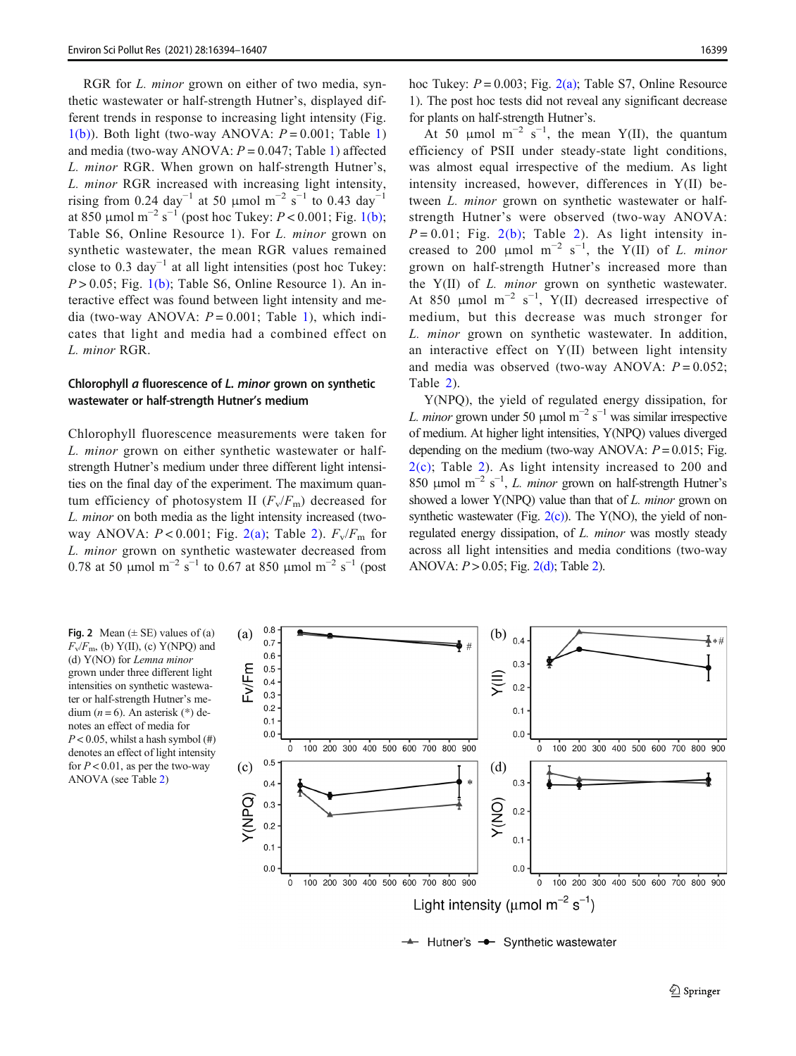RGR for *L. minor* grown on either of two media, synthetic wastewater or half-strength Hutner's, displayed different trends in response to increasing light intensity (Fig. 1(b)). Both light (two-way ANOVA: $P = 0.001$; Table 1) and media (two-way ANOVA: $P = 0.047$; Table 1) affected *L. minor* RGR. When grown on half-strength Hutner's, *L. minor* RGR increased with increasing light intensity, rising from 0.24 $day^{-1}$ at 50 μmol $m^{-2}$ $s^{-1}$ to 0.43 $day^{-1}$ at 850 μmol $m^{-2}$ $s^{-1}$ (post hoc Tukey: $P < 0.001$; Fig. 1(b); Table S6, Online Resource 1). For *L. minor* grown on synthetic wastewater, the mean RGR values remained close to 0.3 $day^{-1}$ at all light intensities (post hoc Tukey: $P > 0.05$; Fig. 1(b); Table S6, Online Resource 1). An interactive effect was found between light intensity and media (two-way ANOVA: $P = 0.001$; Table 1), which indicates that light and media had a combined effect on *L. minor* RGR.

### Chlorophyll *a* fluorescence of *L. minor* grown on synthetic wastewater or half-strength Hutner's medium

Chlorophyll fluorescence measurements were taken for *L. minor* grown on either synthetic wastewater or half-strength Hutner's medium under three different light intensities on the final day of the experiment. The maximum quantum efficiency of photosystem II ($F_v/F_m$) decreased for *L. minor* on both media as the light intensity increased (two-way ANOVA: $P < 0.001$; Fig. 2(a); Table 2). $F_v/F_m$ for *L. minor* grown on synthetic wastewater decreased from 0.78 at 50 μmol $m^{-2}$ $s^{-1}$ to 0.67 at 850 μmol $m^{-2}$ $s^{-1}$ (post hoc Tukey: $P = 0.003$; Fig. 2(a); Table S7, Online Resource 1). The post hoc tests did not reveal any significant decrease for plants on half-strength Hutner's.

At 50 μmol $m^{-2}$ $s^{-1}$, the mean Y(II), the quantum efficiency of PSII under steady-state light conditions, was almost equal irrespective of the medium. As light intensity increased, however, differences in Y(II) between *L. minor* grown on synthetic wastewater or half-strength Hutner's were observed (two-way ANOVA: $P = 0.01$; Fig. 2(b); Table 2). As light intensity increased to 200 μmol $m^{-2}$ $s^{-1}$, the Y(II) of *L. minor* grown on half-strength Hutner's increased more than the Y(II) of *L. minor* grown on synthetic wastewater. At 850 μmol $m^{-2}$ $s^{-1}$, Y(II) decreased irrespective of medium, but this decrease was much stronger for *L. minor* grown on synthetic wastewater. In addition, an interactive effect on Y(II) between light intensity and media was observed (two-way ANOVA: $P = 0.052$; Table 2).

Y(NPQ), the yield of regulated energy dissipation, for *L. minor* grown under 50 μmol $m^{-2}$ $s^{-1}$ was similar irrespective of medium. At higher light intensities, Y(NPQ) values diverged depending on the medium (two-way ANOVA: $P = 0.015$; Fig. 2(c); Table 2). As light intensity increased to 200 and 850 μmol $m^{-2}$ $s^{-1}$, *L. minor* grown on half-strength Hutner's showed a lower Y(NPQ) value than that of *L. minor* grown on synthetic wastewater (Fig. 2(c)). The Y(NO), the yield of non-regulated energy dissipation, of *L. minor* was mostly steady across all light intensities and media conditions (two-way ANOVA: $P > 0.05$; Fig. 2(d); Table 2).

**Fig. 2** Mean (± SE) values of (a) $F_v/F_m$, (b) Y(II), (c) Y(NPQ) and (d) Y(NO) for *Lemna minor* grown under three different light intensities on synthetic wastewater or half-strength Hutner's medium ($n = 6$). An asterisk (*) denotes an effect of media for $P < 0.05$, whilst a hash symbol (#) denotes an effect of light intensity for $P < 0.01$, as per the two-way ANOVA (see Table 2)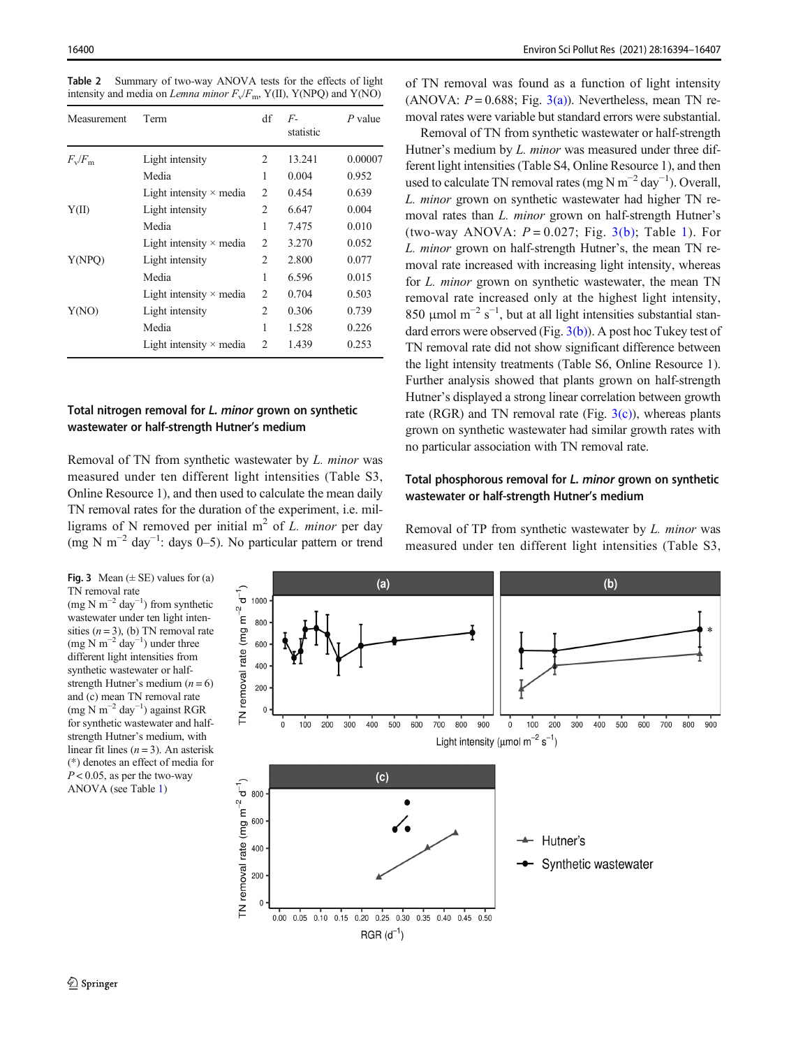**Table 2** Summary of two-way ANOVA tests for the effects of light intensity and media on *Lemna minor* $F_v/F_m$, Y(II), Y(NPQ) and Y(NO)

| Measurement | Term | df | *F*-statistic | *P* value |
|---|---|---|---|---|
| $F_v/F_m$ | Light intensity | 2 | 13.241 | 0.00007 |
| | Media | 1 | 0.004 | 0.952 |
| | Light intensity × media | 2 | 0.454 | 0.639 |
| Y(II) | Light intensity | 2 | 6.647 | 0.004 |
| | Media | 1 | 7.475 | 0.010 |
| | Light intensity × media | 2 | 3.270 | 0.052 |
| Y(NPQ) | Light intensity | 2 | 2.800 | 0.077 |
| | Media | 1 | 6.596 | 0.015 |
| | Light intensity × media | 2 | 0.704 | 0.503 |
| Y(NO) | Light intensity | 2 | 0.306 | 0.739 |
| | Media | 1 | 1.528 | 0.226 |
| | Light intensity × media | 2 | 1.439 | 0.253 |

### Total nitrogen removal for *L. minor* grown on synthetic wastewater or half-strength Hutner's medium

Removal of TN from synthetic wastewater by *L. minor* was measured under ten different light intensities (Table S3, Online Resource 1), and then used to calculate the mean daily TN removal rates for the duration of the experiment, i.e. milligrams of N removed per initial $m^2$ of *L. minor* per day (mg N $m^{-2}$ $day^{-1}$: days 0–5). No particular pattern or trend of TN removal was found as a function of light intensity (ANOVA: $P = 0.688$; Fig. 3(a)). Nevertheless, mean TN removal rates were variable but standard errors were substantial.

Removal of TN from synthetic wastewater or half-strength Hutner's medium by *L. minor* was measured under three different light intensities (Table S4, Online Resource 1), and then used to calculate TN removal rates (mg N $m^{-2}$ $day^{-1}$). Overall, *L. minor* grown on synthetic wastewater had higher TN removal rates than *L. minor* grown on half-strength Hutner's (two-way ANOVA: $P = 0.027$; Fig. 3(b); Table 1). For *L. minor* grown on half-strength Hutner's, the mean TN removal rate increased with increasing light intensity, whereas for *L. minor* grown on synthetic wastewater, the mean TN removal rate increased only at the highest light intensity, 850 μmol $m^{-2}$ $s^{-1}$, but at all light intensities substantial standard errors were observed (Fig. 3(b)). A post hoc Tukey test of TN removal rate did not show significant difference between the light intensity treatments (Table S6, Online Resource 1). Further analysis showed that plants grown on half-strength Hutner's displayed a strong linear correlation between growth rate (RGR) and TN removal rate (Fig. 3(c)), whereas plants grown on synthetic wastewater had similar growth rates with no particular association with TN removal rate.

**Fig. 3** Mean (± SE) values for (a) TN removal rate (mg N $m^{-2}$ $day^{-1}$) from synthetic wastewater under ten light intensities ($n = 3$), (b) TN removal rate (mg N $m^{-2}$ $day^{-1}$) under three different light intensities from synthetic wastewater or half-strength Hutner's medium ($n = 6$) and (c) mean TN removal rate (mg N $m^{-2}$ $day^{-1}$) against RGR for synthetic wastewater and half-strength Hutner's medium, with linear fit lines ($n = 3$). An asterisk (*) denotes an effect of media for $P < 0.05$, as per the two-way ANOVA (see Table 1)

### Total phosphorous removal for *L. minor* grown on synthetic wastewater or half-strength Hutner's medium

Removal of TP from synthetic wastewater by *L. minor* was measured under ten different light intensities (Table S3,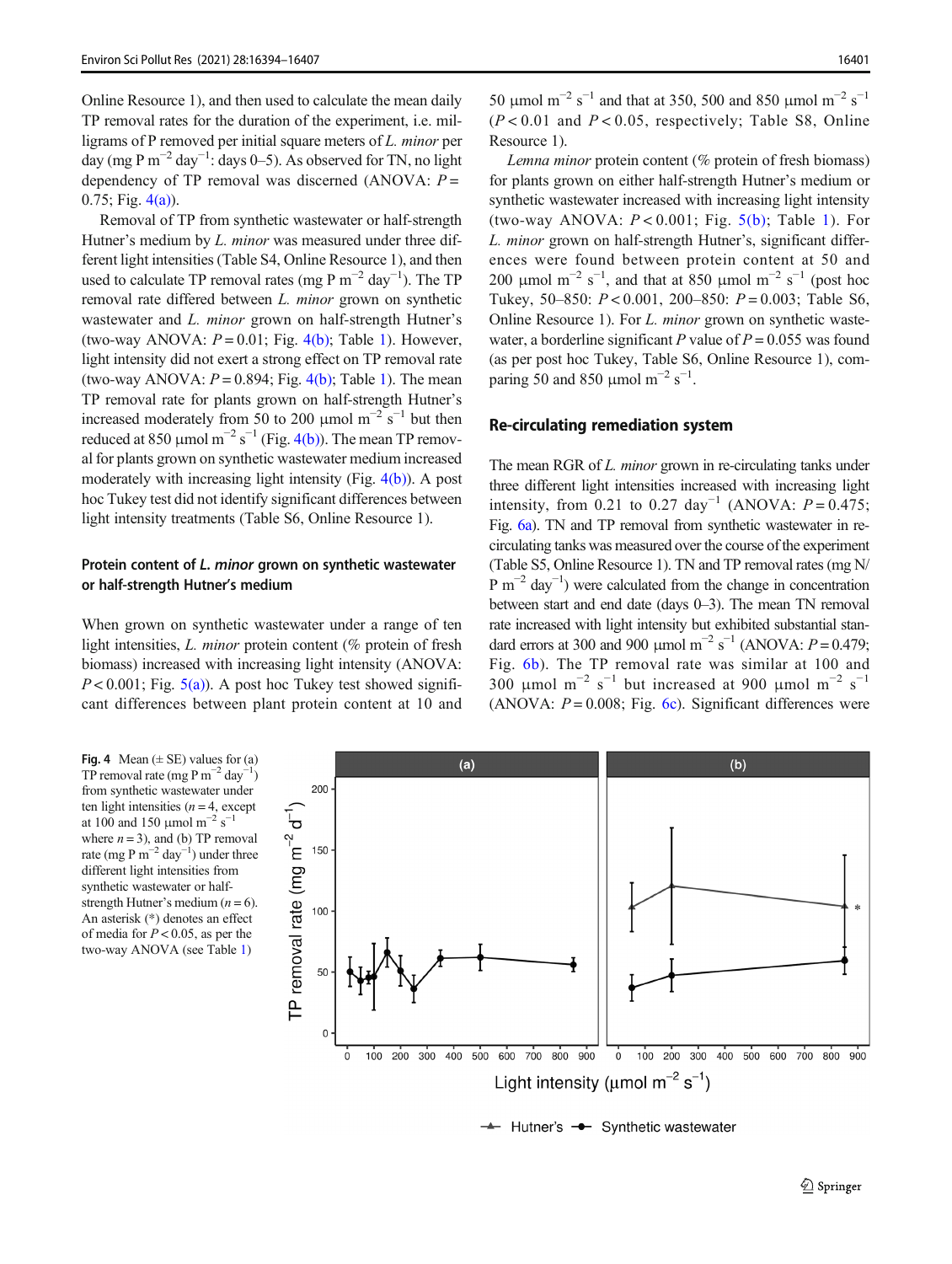Online Resource 1), and then used to calculate the mean daily TP removal rates for the duration of the experiment, i.e. milligrams of P removed per initial square meters of *L. minor* per day (mg P $m^{-2}$ $day^{-1}$: days 0–5). As observed for TN, no light dependency of TP removal was discerned (ANOVA: $P = 0.75$; Fig. 4(a)).

Removal of TP from synthetic wastewater or half-strength Hutner's medium by *L. minor* was measured under three different light intensities (Table S4, Online Resource 1), and then used to calculate TP removal rates (mg P $m^{-2}$ $day^{-1}$). The TP removal rate differed between *L. minor* grown on synthetic wastewater and *L. minor* grown on half-strength Hutner's (two-way ANOVA: $P = 0.01$; Fig. 4(b); Table 1). However, light intensity did not exert a strong effect on TP removal rate (two-way ANOVA: $P = 0.894$; Fig. 4(b); Table 1). The mean TP removal rate for plants grown on half-strength Hutner's increased moderately from 50 to 200 μmol $m^{-2}$ $s^{-1}$ but then reduced at 850 μmol $m^{-2}$ $s^{-1}$ (Fig. 4(b)). The mean TP removal for plants grown on synthetic wastewater medium increased moderately with increasing light intensity (Fig. 4(b)). A post hoc Tukey test did not identify significant differences between light intensity treatments (Table S6, Online Resource 1).

### Protein content of *L. minor* grown on synthetic wastewater or half-strength Hutner's medium

When grown on synthetic wastewater under a range of ten light intensities, *L. minor* protein content (% protein of fresh biomass) increased with increasing light intensity (ANOVA: $P < 0.001$; Fig. 5(a)). A post hoc Tukey test showed significant differences between plant protein content at 10 and 50 μmol $m^{-2}$ $s^{-1}$ and that at 350, 500 and 850 μmol $m^{-2}$ $s^{-1}$ ($P < 0.01$ and $P < 0.05$, respectively; Table S8, Online Resource 1).

*Lemna minor* protein content (% protein of fresh biomass) for plants grown on either half-strength Hutner's medium or synthetic wastewater increased with increasing light intensity (two-way ANOVA: $P < 0.001$; Fig. 5(b); Table 1). For *L. minor* grown on half-strength Hutner's, significant differences were found between protein content at 50 and 200 μmol $m^{-2}$ $s^{-1}$, and that at 850 μmol $m^{-2}$ $s^{-1}$ (post hoc Tukey, 50–850: $P < 0.001$, 200–850: $P = 0.003$; Table S6, Online Resource 1). For *L. minor* grown on synthetic wastewater, a borderline significant *P* value of $P = 0.055$ was found (as per post hoc Tukey, Table S6, Online Resource 1), comparing 50 and 850 μmol $m^{-2}$ $s^{-1}$.

### Re-circulating remediation system

The mean RGR of *L. minor* grown in re-circulating tanks under three different light intensities increased with increasing light intensity, from 0.21 to 0.27 $day^{-1}$ (ANOVA: $P = 0.475$; Fig. 6a). TN and TP removal from synthetic wastewater in re-circulating tanks was measured over the course of the experiment (Table S5, Online Resource 1). TN and TP removal rates (mg N/P $m^{-2}$ $day^{-1}$) were calculated from the change in concentration between start and end date (days 0–3). The mean TN removal rate increased with light intensity but exhibited substantial standard errors at 300 and 900 μmol $m^{-2}$ $s^{-1}$ (ANOVA: $P = 0.479$; Fig. 6b). The TP removal rate was similar at 100 and 300 μmol $m^{-2}$ $s^{-1}$ but increased at 900 μmol $m^{-2}$ $s^{-1}$ (ANOVA: $P = 0.008$; Fig. 6c). Significant differences were

**Fig. 4** Mean (± SE) values for (a) TP removal rate (mg P $m^{-2}$ $day^{-1}$) from synthetic wastewater under ten light intensities ($n = 4$, except at 100 and 150 μmol $m^{-2}$ $s^{-1}$ where $n = 3$), and (b) TP removal rate (mg P $m^{-2}$ $day^{-1}$) under three different light intensities from synthetic wastewater or half-strength Hutner's medium ($n = 6$). An asterisk (*) denotes an effect of media for $P < 0.05$, as per the two-way ANOVA (see Table 1)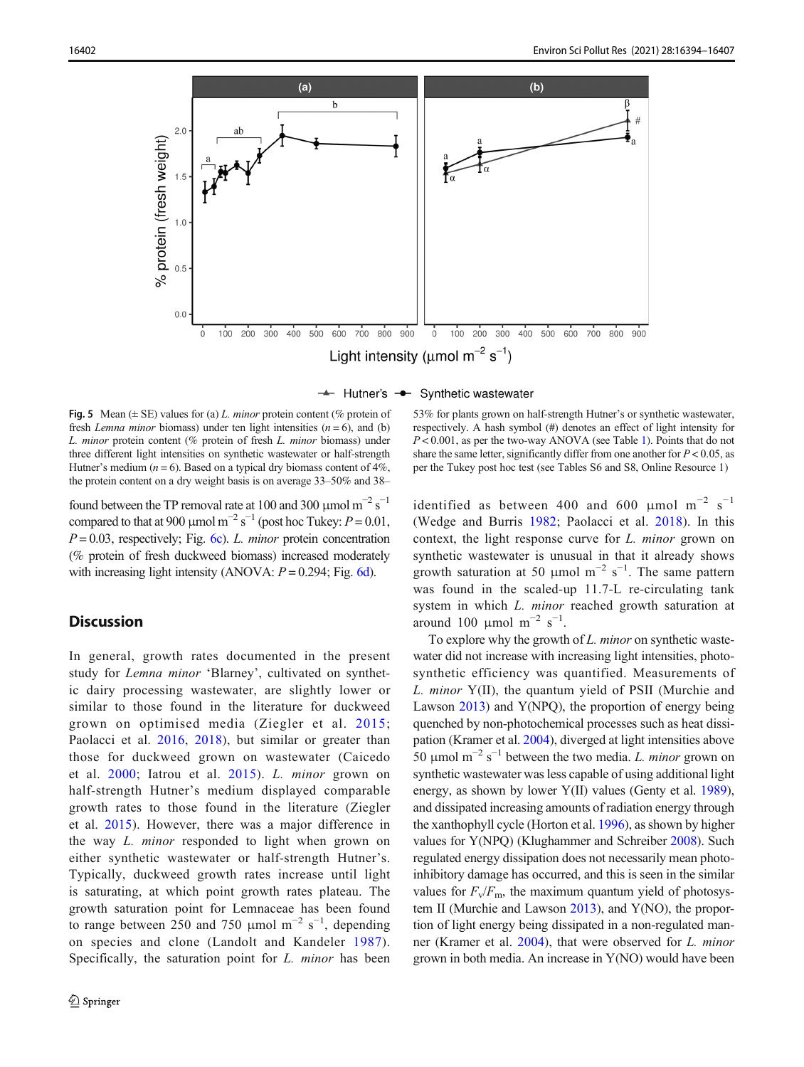**Fig. 5** Mean (± SE) values for (a) *L. minor* protein content (% protein of fresh *Lemna minor* biomass) under ten light intensities ($n = 6$), and (b) *L. minor* protein content (% protein of fresh *L. minor* biomass) under three different light intensities on synthetic wastewater or half-strength Hutner's medium ($n = 6$). Based on a typical dry biomass content of 4%, the protein content on a dry weight basis is on average 33–50% and 38–53% for plants grown on half-strength Hutner's or synthetic wastewater, respectively. A hash symbol (#) denotes an effect of light intensity for $P < 0.001$, as per the two-way ANOVA (see Table 1). Points that do not share the same letter, significantly differ from one another for $P < 0.05$, as per the Tukey post hoc test (see Tables S6 and S8, Online Resource 1)

found between the TP removal rate at 100 and 300 μmol m$^{-2}$ s$^{-1}$ compared to that at 900 μmol m$^{-2}$ s$^{-1}$ (post hoc Tukey: $P = 0.01$, $P = 0.03$, respectively; Fig. 6c). *L. minor* protein concentration (% protein of fresh duckweed biomass) increased moderately with increasing light intensity (ANOVA: $P = 0.294$; Fig. 6d).

## Discussion

In general, growth rates documented in the present study for *Lemna minor* 'Blarney', cultivated on synthetic dairy processing wastewater, are slightly lower or similar to those found in the literature for duckweed grown on optimised media (Ziegler et al. 2015; Paolacci et al. 2016, 2018), but similar or greater than those for duckweed grown on wastewater (Caicedo et al. 2000; Iatrou et al. 2015). *L. minor* grown on half-strength Hutner's medium displayed comparable growth rates to those found in the literature (Ziegler et al. 2015). However, there was a major difference in the way *L. minor* responded to light when grown on either synthetic wastewater or half-strength Hutner's. Typically, duckweed growth rates increase until light is saturating, at which point growth rates plateau. The growth saturation point for Lemnaceae has been found to range between 250 and 750 μmol m$^{-2}$ s$^{-1}$, depending on species and clone (Landolt and Kandeler 1987). Specifically, the saturation point for *L. minor* has been identified as between 400 and 600 μmol m$^{-2}$ s$^{-1}$ (Wedge and Burris 1982; Paolacci et al. 2018). In this context, the light response curve for *L. minor* grown on synthetic wastewater is unusual in that it already shows growth saturation at 50 μmol m$^{-2}$ s$^{-1}$. The same pattern was found in the scaled-up 11.7-L re-circulating tank system in which *L. minor* reached growth saturation at around 100 μmol m$^{-2}$ s$^{-1}$.

To explore why the growth of *L. minor* on synthetic wastewater did not increase with increasing light intensities, photosynthetic efficiency was quantified. Measurements of *L. minor* Y(II), the quantum yield of PSII (Murchie and Lawson 2013) and Y(NPQ), the proportion of energy being quenched by non-photochemical processes such as heat dissipation (Kramer et al. 2004), diverged at light intensities above 50 μmol m$^{-2}$ s$^{-1}$ between the two media. *L. minor* grown on synthetic wastewater was less capable of using additional light energy, as shown by lower Y(II) values (Genty et al. 1989), and dissipated increasing amounts of radiation energy through the xanthophyll cycle (Horton et al. 1996), as shown by higher values for Y(NPQ) (Klughammer and Schreiber 2008). Such regulated energy dissipation does not necessarily mean photoinhibitory damage has occurred, and this is seen in the similar values for $F_v/F_m$, the maximum quantum yield of photosystem II (Murchie and Lawson 2013), and Y(NO), the proportion of light energy being dissipated in a non-regulated manner (Kramer et al. 2004), that were observed for *L. minor* grown in both media. An increase in Y(NO) would have been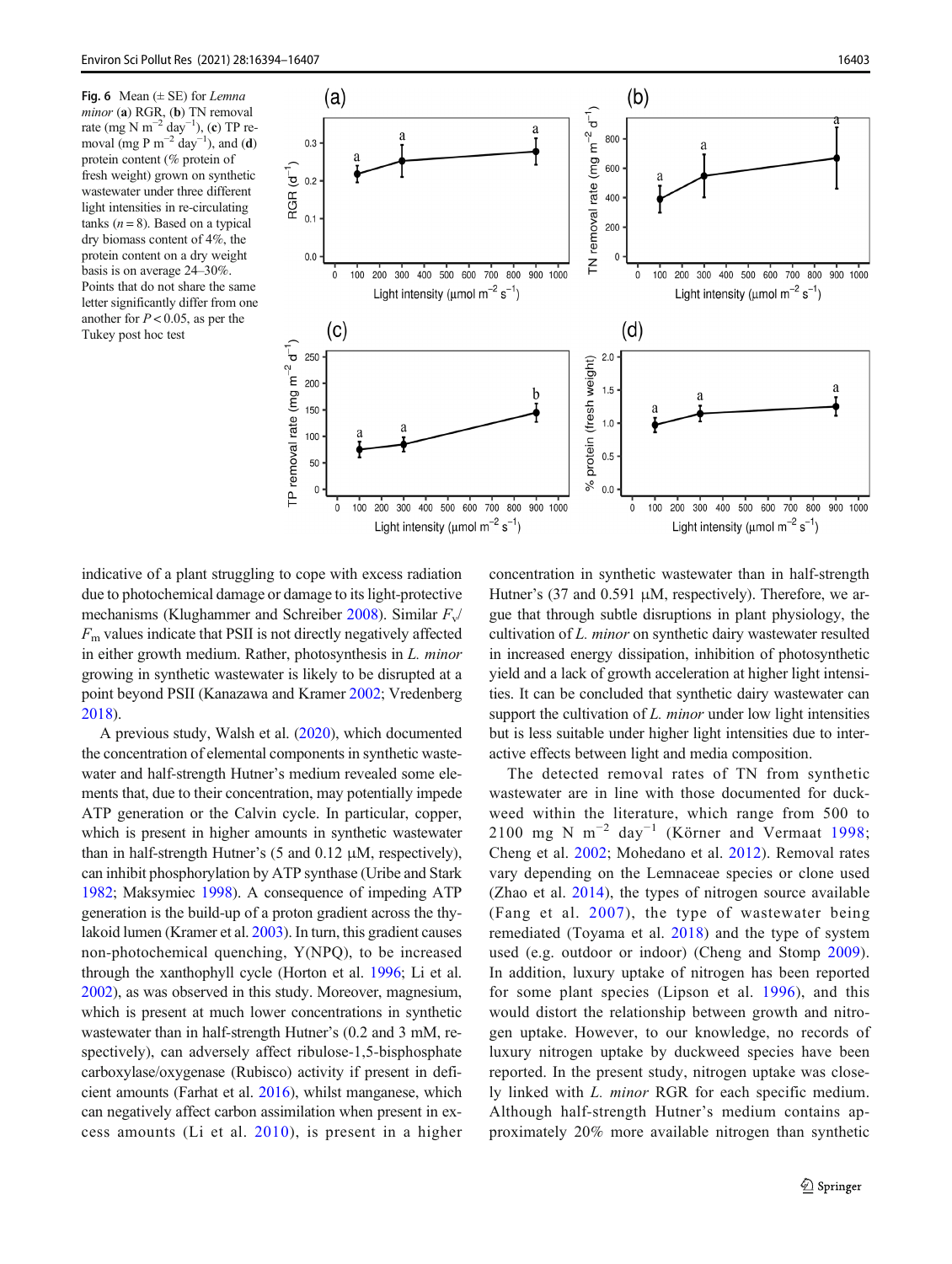**Fig. 6** Mean (± SE) for *Lemna minor* (**a**) RGR, (**b**) TN removal rate (mg N $m^{-2}$ $day^{-1}$), (**c**) TP removal (mg P $m^{-2}$ $day^{-1}$), and (**d**) protein content (% protein of fresh weight) grown on synthetic wastewater under three different light intensities in re-circulating tanks ($n = 8$). Based on a typical dry biomass content of 4%, the protein content on a dry weight basis is on average 24–30%. Points that do not share the same letter significantly differ from one another for $P < 0.05$, as per the Tukey post hoc test

indicative of a plant struggling to cope with excess radiation due to photochemical damage or damage to its light-protective mechanisms (Klughammer and Schreiber 2008). Similar $F_v/F_m$ values indicate that PSII is not directly negatively affected in either growth medium. Rather, photosynthesis in *L. minor* growing in synthetic wastewater is likely to be disrupted at a point beyond PSII (Kanazawa and Kramer 2002; Vredenberg 2018).

A previous study, Walsh et al. (2020), which documented the concentration of elemental components in synthetic wastewater and half-strength Hutner's medium revealed some elements that, due to their concentration, may potentially impede ATP generation or the Calvin cycle. In particular, copper, which is present in higher amounts in synthetic wastewater than in half-strength Hutner's (5 and 0.12 μM, respectively), can inhibit phosphorylation by ATP synthase (Uribe and Stark 1982; Maksymiec 1998). A consequence of impeding ATP generation is the build-up of a proton gradient across the thylakoid lumen (Kramer et al. 2003). In turn, this gradient causes non-photochemical quenching, Y(NPQ), to be increased through the xanthophyll cycle (Horton et al. 1996; Li et al. 2002), as was observed in this study. Moreover, magnesium, which is present at much lower concentrations in synthetic wastewater than in half-strength Hutner's (0.2 and 3 mM, respectively), can adversely affect ribulose-1,5-bisphosphate carboxylase/oxygenase (Rubisco) activity if present in deficient amounts (Farhat et al. 2016), whilst manganese, which can negatively affect carbon assimilation when present in excess amounts (Li et al. 2010), is present in a higher concentration in synthetic wastewater than in half-strength Hutner's (37 and 0.591 μM, respectively). Therefore, we argue that through subtle disruptions in plant physiology, the cultivation of *L. minor* on synthetic dairy wastewater resulted in increased energy dissipation, inhibition of photosynthetic yield and a lack of growth acceleration at higher light intensities. It can be concluded that synthetic dairy wastewater can support the cultivation of *L. minor* under low light intensities but is less suitable under higher light intensities due to interactive effects between light and media composition.

The detected removal rates of TN from synthetic wastewater are in line with those documented for duckweed within the literature, which range from 500 to 2100 mg N $m^{-2}$ $day^{-1}$ (Körner and Vermaat 1998; Cheng et al. 2002; Mohedano et al. 2012). Removal rates vary depending on the Lemnaceae species or clone used (Zhao et al. 2014), the types of nitrogen source available (Fang et al. 2007), the type of wastewater being remediated (Toyama et al. 2018) and the type of system used (e.g. outdoor or indoor) (Cheng and Stomp 2009). In addition, luxury uptake of nitrogen has been reported for some plant species (Lipson et al. 1996), and this would distort the relationship between growth and nitrogen uptake. However, to our knowledge, no records of luxury nitrogen uptake by duckweed species have been reported. In the present study, nitrogen uptake was closely linked with *L. minor* RGR for each specific medium. Although half-strength Hutner's medium contains approximately 20% more available nitrogen than synthetic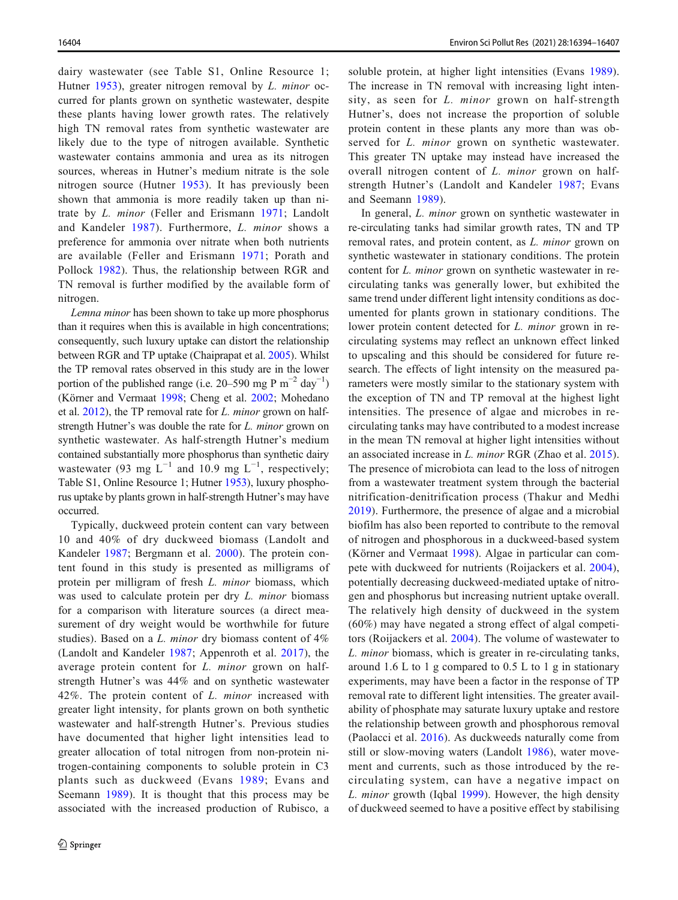dairy wastewater (see Table S1, Online Resource 1; Hutner 1953), greater nitrogen removal by *L. minor* occurred for plants grown on synthetic wastewater, despite these plants having lower growth rates. The relatively high TN removal rates from synthetic wastewater are likely due to the type of nitrogen available. Synthetic wastewater contains ammonia and urea as its nitrogen sources, whereas in Hutner's medium nitrate is the sole nitrogen source (Hutner 1953). It has previously been shown that ammonia is more readily taken up than nitrate by *L. minor* (Feller and Erismann 1971; Landolt and Kandeler 1987). Furthermore, *L. minor* shows a preference for ammonia over nitrate when both nutrients are available (Feller and Erismann 1971; Porath and Pollock 1982). Thus, the relationship between RGR and TN removal is further modified by the available form of nitrogen.

*Lemna minor* has been shown to take up more phosphorus than it requires when this is available in high concentrations; consequently, such luxury uptake can distort the relationship between RGR and TP uptake (Chaiprapat et al. 2005). Whilst the TP removal rates observed in this study are in the lower portion of the published range (i.e. 20–590 mg P $m^{-2}$ $day^{-1}$) (Körner and Vermaat 1998; Cheng et al. 2002; Mohedano et al. 2012), the TP removal rate for *L. minor* grown on half-strength Hutner's was double the rate for *L. minor* grown on synthetic wastewater. As half-strength Hutner's medium contained substantially more phosphorus than synthetic dairy wastewater (93 mg $L^{-1}$ and 10.9 mg $L^{-1}$, respectively; Table S1, Online Resource 1; Hutner 1953), luxury phosphorus uptake by plants grown in half-strength Hutner's may have occurred.

Typically, duckweed protein content can vary between 10 and 40% of dry duckweed biomass (Landolt and Kandeler 1987; Bergmann et al. 2000). The protein content found in this study is presented as milligrams of protein per milligram of fresh *L. minor* biomass, which was used to calculate protein per dry *L. minor* biomass for a comparison with literature sources (a direct measurement of dry weight would be worthwhile for future studies). Based on a *L. minor* dry biomass content of 4% (Landolt and Kandeler 1987; Appenroth et al. 2017), the average protein content for *L. minor* grown on half-strength Hutner's was 44% and on synthetic wastewater 42%. The protein content of *L. minor* increased with greater light intensity, for plants grown on both synthetic wastewater and half-strength Hutner's. Previous studies have documented that higher light intensities lead to greater allocation of total nitrogen from non-protein nitrogen-containing components to soluble protein in C3 plants such as duckweed (Evans 1989; Evans and Seemann 1989). It is thought that this process may be associated with the increased production of Rubisco, a soluble protein, at higher light intensities (Evans 1989). The increase in TN removal with increasing light intensity, as seen for *L. minor* grown on half-strength Hutner's, does not increase the proportion of soluble protein content in these plants any more than was observed for *L. minor* grown on synthetic wastewater. This greater TN uptake may instead have increased the overall nitrogen content of *L. minor* grown on half-strength Hutner's (Landolt and Kandeler 1987; Evans and Seemann 1989).

In general, *L. minor* grown on synthetic wastewater in re-circulating tanks had similar growth rates, TN and TP removal rates, and protein content, as *L. minor* grown on synthetic wastewater in stationary conditions. The protein content for *L. minor* grown on synthetic wastewater in re-circulating tanks was generally lower, but exhibited the same trend under different light intensity conditions as documented for plants grown in stationary conditions. The lower protein content detected for *L. minor* grown in re-circulating systems may reflect an unknown effect linked to upscaling and this should be considered for future research. The effects of light intensity on the measured parameters were mostly similar to the stationary system with the exception of TN and TP removal at the highest light intensities. The presence of algae and microbes in re-circulating tanks may have contributed to a modest increase in the mean TN removal at higher light intensities without an associated increase in *L. minor* RGR (Zhao et al. 2015). The presence of microbiota can lead to the loss of nitrogen from a wastewater treatment system through the bacterial nitrification-denitrification process (Thakur and Medhi 2019). Furthermore, the presence of algae and a microbial biofilm has also been reported to contribute to the removal of nitrogen and phosphorous in a duckweed-based system (Körner and Vermaat 1998). Algae in particular can compete with duckweed for nutrients (Roijackers et al. 2004), potentially decreasing duckweed-mediated uptake of nitrogen and phosphorus but increasing nutrient uptake overall. The relatively high density of duckweed in the system (60%) may have negated a strong effect of algal competitors (Roijackers et al. 2004). The volume of wastewater to *L. minor* biomass, which is greater in re-circulating tanks, around 1.6 L to 1 g compared to 0.5 L to 1 g in stationary experiments, may have been a factor in the response of TP removal rate to different light intensities. The greater availability of phosphate may saturate luxury uptake and restore the relationship between growth and phosphorous removal (Paolacci et al. 2016). As duckweeds naturally come from still or slow-moving waters (Landolt 1986), water movement and currents, such as those introduced by the re-circulating system, can have a negative impact on *L. minor* growth (Iqbal 1999). However, the high density of duckweed seemed to have a positive effect by stabilising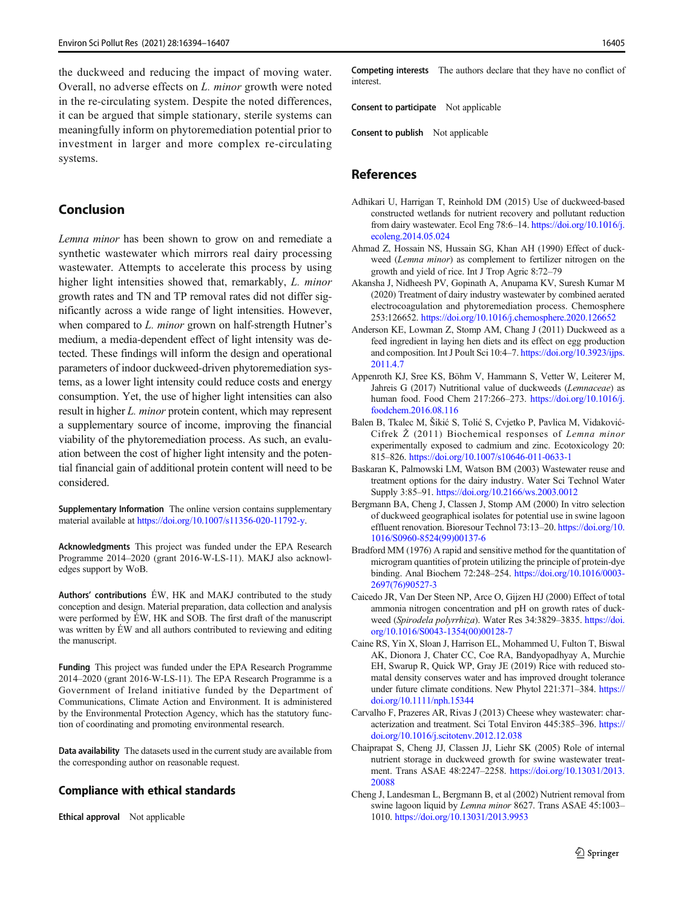the duckweed and reducing the impact of moving water. Overall, no adverse effects on *L. minor* growth were noted in the re-circulating system. Despite the noted differences, it can be argued that simple stationary, sterile systems can meaningfully inform on phytoremediation potential prior to investment in larger and more complex re-circulating systems.

## Conclusion

*Lemna minor* has been shown to grow on and remediate a synthetic wastewater which mirrors real dairy processing wastewater. Attempts to accelerate this process by using higher light intensities showed that, remarkably, *L. minor* growth rates and TN and TP removal rates did not differ significantly across a wide range of light intensities. However, when compared to *L. minor* grown on half-strength Hutner's medium, a media-dependent effect of light intensity was detected. These findings will inform the design and operational parameters of indoor duckweed-driven phytoremediation systems, as a lower light intensity could reduce costs and energy consumption. Yet, the use of higher light intensities can also result in higher *L. minor* protein content, which may represent a supplementary source of income, improving the financial viability of the phytoremediation process. As such, an evaluation between the cost of higher light intensity and the potential financial gain of additional protein content will need to be considered.

**Supplementary Information** The online version contains supplementary material available at https://doi.org/10.1007/s11356-020-11792-y.

**Acknowledgments** This project was funded under the EPA Research Programme 2014–2020 (grant 2016-W-LS-11). MAKJ also acknowledges support by WoB.

**Authors' contributions** ÉW, HK and MAKJ contributed to the study conception and design. Material preparation, data collection and analysis were performed by ÉW, HK and SOB. The first draft of the manuscript was written by ÉW and all authors contributed to reviewing and editing the manuscript.

**Funding** This project was funded under the EPA Research Programme 2014–2020 (grant 2016-W-LS-11). The EPA Research Programme is a Government of Ireland initiative funded by the Department of Communications, Climate Action and Environment. It is administered by the Environmental Protection Agency, which has the statutory function of coordinating and promoting environmental research.

**Data availability** The datasets used in the current study are available from the corresponding author on reasonable request.

### Compliance with ethical standards

**Ethical approval** Not applicable

**Competing interests** The authors declare that they have no conflict of interest.

**Consent to participate** Not applicable

**Consent to publish** Not applicable

## References

Adhikari U, Harrigan T, Reinhold DM (2015) Use of duckweed-based constructed wetlands for nutrient recovery and pollutant reduction from dairy wastewater. Ecol Eng 78:6–14. https://doi.org/10.1016/j.ecoleng.2014.05.024

Ahmad Z, Hossain NS, Hussain SG, Khan AH (1990) Effect of duckweed (*Lemna minor*) as complement to fertilizer nitrogen on the growth and yield of rice. Int J Trop Agric 8:72–79

Akansha J, Nidheesh PV, Gopinath A, Anupama KV, Suresh Kumar M (2020) Treatment of dairy industry wastewater by combined aerated electrocoagulation and phytoremediation process. Chemosphere 253:126652. https://doi.org/10.1016/j.chemosphere.2020.126652

Anderson KE, Lowman Z, Stomp AM, Chang J (2011) Duckweed as a feed ingredient in laying hen diets and its effect on egg production and composition. Int J Poult Sci 10:4–7. https://doi.org/10.3923/ijps.2011.4.7

Appenroth KJ, Sree KS, Böhm V, Hammann S, Vetter W, Leiterer M, Jahreis G (2017) Nutritional value of duckweeds (*Lemnaceae*) as human food. Food Chem 217:266–273. https://doi.org/10.1016/j.foodchem.2016.08.116

Balen B, Tkalec M, Šikić S, Tolić S, Cvjetko P, Pavlica M, Vidaković-Cifrek Ž (2011) Biochemical responses of *Lemna minor* experimentally exposed to cadmium and zinc. Ecotoxicology 20:815–826. https://doi.org/10.1007/s10646-011-0633-1

Baskaran K, Palmowski LM, Watson BM (2003) Wastewater reuse and treatment options for the dairy industry. Water Sci Technol Water Supply 3:85–91. https://doi.org/10.2166/ws.2003.0012

Bergmann BA, Cheng J, Classen J, Stomp AM (2000) In vitro selection of duckweed geographical isolates for potential use in swine lagoon effluent renovation. Bioresour Technol 73:13–20. https://doi.org/10.1016/S0960-8524(99)00137-6

Bradford MM (1976) A rapid and sensitive method for the quantitation of microgram quantities of protein utilizing the principle of protein-dye binding. Anal Biochem 72:248–254. https://doi.org/10.1016/0003-2697(76)90527-3

Caicedo JR, Van Der Steen NP, Arce O, Gijzen HJ (2000) Effect of total ammonia nitrogen concentration and pH on growth rates of duckweed (*Spirodela polyrrhiza*). Water Res 34:3829–3835. https://doi.org/10.1016/S0043-1354(00)00128-7

Caine RS, Yin X, Sloan J, Harrison EL, Mohammed U, Fulton T, Biswal AK, Dionora J, Chater CC, Coe RA, Bandyopadhyay A, Murchie EH, Swarup R, Quick WP, Gray JE (2019) Rice with reduced stomatal density conserves water and has improved drought tolerance under future climate conditions. New Phytol 221:371–384. https://doi.org/10.1111/nph.15344

Carvalho F, Prazeres AR, Rivas J (2013) Cheese whey wastewater: characterization and treatment. Sci Total Environ 445:385–396. https://doi.org/10.1016/j.scitotenv.2012.12.038

Chaiprapat S, Cheng JJ, Classen JJ, Liehr SK (2005) Role of internal nutrient storage in duckweed growth for swine wastewater treatment. Trans ASAE 48:2247–2258. https://doi.org/10.13031/2013.20088

Cheng J, Landesman L, Bergmann B, et al (2002) Nutrient removal from swine lagoon liquid by *Lemna minor* 8627. Trans ASAE 45:1003–1010. https://doi.org/10.13031/2013.9953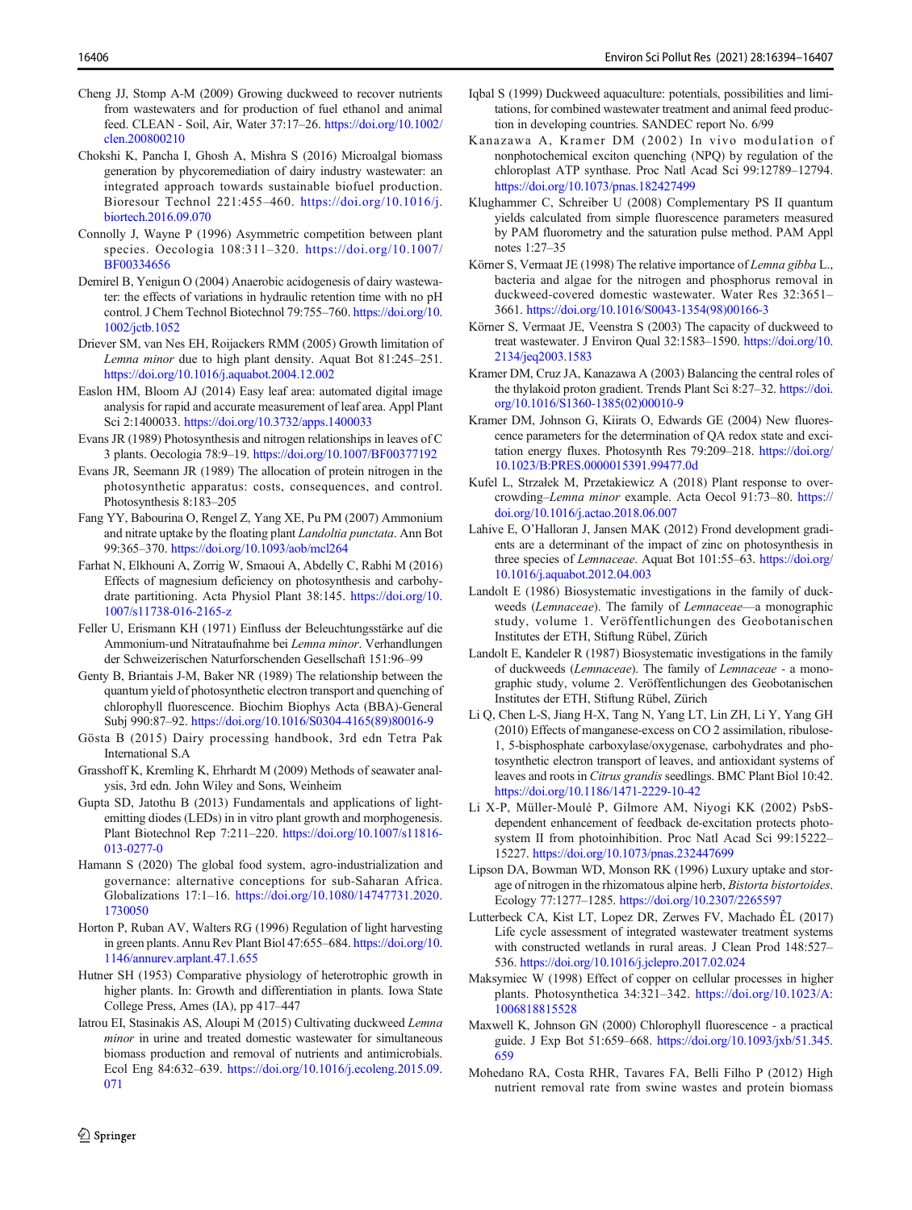Cheng JJ, Stomp A-M (2009) Growing duckweed to recover nutrients from wastewaters and for production of fuel ethanol and animal feed. CLEAN - Soil, Air, Water 37:17–26. https://doi.org/10.1002/clen.200800210

Chokshi K, Pancha I, Ghosh A, Mishra S (2016) Microalgal biomass generation by phycoremediation of dairy industry wastewater: an integrated approach towards sustainable biofuel production. Bioresour Technol 221:455–460. https://doi.org/10.1016/j.biortech.2016.09.070

Connolly J, Wayne P (1996) Asymmetric competition between plant species. Oecologia 108:311–320. https://doi.org/10.1007/BF00334656

Demirel B, Yenigun O (2004) Anaerobic acidogenesis of dairy wastewater: the effects of variations in hydraulic retention time with no pH control. J Chem Technol Biotechnol 79:755–760. https://doi.org/10.1002/jctb.1052

Driever SM, van Nes EH, Roijackers RMM (2005) Growth limitation of *Lemna minor* due to high plant density. Aquat Bot 81:245–251. https://doi.org/10.1016/j.aquabot.2004.12.002

Easlon HM, Bloom AJ (2014) Easy leaf area: automated digital image analysis for rapid and accurate measurement of leaf area. Appl Plant Sci 2:1400033. https://doi.org/10.3732/apps.1400033

Evans JR (1989) Photosynthesis and nitrogen relationships in leaves of C 3 plants. Oecologia 78:9–19. https://doi.org/10.1007/BF00377192

Evans JR, Seemann JR (1989) The allocation of protein nitrogen in the photosynthetic apparatus: costs, consequences, and control. Photosynthesis 8:183–205

Fang YY, Babourina O, Rengel Z, Yang XE, Pu PM (2007) Ammonium and nitrate uptake by the floating plant *Landoltia punctata*. Ann Bot 99:365–370. https://doi.org/10.1093/aob/mcl264

Farhat N, Elkhouni A, Zorrig W, Smaoui A, Abdelly C, Rabhi M (2016) Effects of magnesium deficiency on photosynthesis and carbohydrate partitioning. Acta Physiol Plant 38:145. https://doi.org/10.1007/s11738-016-2165-z

Feller U, Erismann KH (1971) Einfluss der Beleuchtungsstärke auf die Ammonium-und Nitrataufnahme bei *Lemna minor*. Verhandlungen der Schweizerischen Naturforschenden Gesellschaft 151:96–99

Genty B, Briantais J-M, Baker NR (1989) The relationship between the quantum yield of photosynthetic electron transport and quenching of chlorophyll fluorescence. Biochim Biophys Acta (BBA)-General Subj 990:87–92. https://doi.org/10.1016/S0304-4165(89)80016-9

Gösta B (2015) Dairy processing handbook, 3rd edn Tetra Pak International S.A

Grasshoff K, Kremling K, Ehrhardt M (2009) Methods of seawater analysis, 3rd edn. John Wiley and Sons, Weinheim

Gupta SD, Jatothu B (2013) Fundamentals and applications of light-emitting diodes (LEDs) in in vitro plant growth and morphogenesis. Plant Biotechnol Rep 7:211–220. https://doi.org/10.1007/s11816-013-0277-0

Hamann S (2020) The global food system, agro-industrialization and governance: alternative conceptions for sub-Saharan Africa. Globalizations 17:1–16. https://doi.org/10.1080/14747731.2020.1730050

Horton P, Ruban AV, Walters RG (1996) Regulation of light harvesting in green plants. Annu Rev Plant Biol 47:655–684. https://doi.org/10.1146/annurev.arplant.47.1.655

Hutner SH (1953) Comparative physiology of heterotrophic growth in higher plants. In: Growth and differentiation in plants. Iowa State College Press, Ames (IA), pp 417–447

Iatrou EI, Stasinakis AS, Aloupi M (2015) Cultivating duckweed *Lemna minor* in urine and treated domestic wastewater for simultaneous biomass production and removal of nutrients and antimicrobials. Ecol Eng 84:632–639. https://doi.org/10.1016/j.ecoleng.2015.09.071

Iqbal S (1999) Duckweed aquaculture: potentials, possibilities and limitations, for combined wastewater treatment and animal feed production in developing countries. SANDEC report No. 6/99

Kanazawa A, Kramer DM (2002) In vivo modulation of nonphotochemical exciton quenching (NPQ) by regulation of the chloroplast ATP synthase. Proc Natl Acad Sci 99:12789–12794. https://doi.org/10.1073/pnas.182427499

Klughammer C, Schreiber U (2008) Complementary PS II quantum yields calculated from simple fluorescence parameters measured by PAM fluorometry and the saturation pulse method. PAM Appl notes 1:27–35

Körner S, Vermaat JE (1998) The relative importance of *Lemna gibba* L., bacteria and algae for the nitrogen and phosphorus removal in duckweed-covered domestic wastewater. Water Res 32:3651–3661. https://doi.org/10.1016/S0043-1354(98)00166-3

Körner S, Vermaat JE, Veenstra S (2003) The capacity of duckweed to treat wastewater. J Environ Qual 32:1583–1590. https://doi.org/10.2134/jeq2003.1583

Kramer DM, Cruz JA, Kanazawa A (2003) Balancing the central roles of the thylakoid proton gradient. Trends Plant Sci 8:27–32. https://doi.org/10.1016/S1360-1385(02)00010-9

Kramer DM, Johnson G, Kiirats O, Edwards GE (2004) New fluorescence parameters for the determination of QA redox state and excitation energy fluxes. Photosynth Res 79:209–218. https://doi.org/10.1023/B:PRES.0000015391.99477.0d

Kufel L, Strzałek M, Przetakiewicz A (2018) Plant response to overcrowding–*Lemna minor* example. Acta Oecol 91:73–80. https://doi.org/10.1016/j.actao.2018.06.007

Lahive E, O'Halloran J, Jansen MAK (2012) Frond development gradients are a determinant of the impact of zinc on photosynthesis in three species of *Lemnaceae*. Aquat Bot 101:55–63. https://doi.org/10.1016/j.aquabot.2012.04.003

Landolt E (1986) Biosystematic investigations in the family of duckweeds (*Lemnaceae*). The family of *Lemnaceae*—a monographic study, volume 1. Veröffentlichungen des Geobotanischen Institutes der ETH, Stiftung Rübel, Zürich

Landolt E, Kandeler R (1987) Biosystematic investigations in the family of duckweeds (*Lemnaceae*). The family of *Lemnaceae* - a monographic study, volume 2. Veröffentlichungen des Geobotanischen Institutes der ETH, Stiftung Rübel, Zürich

Li Q, Chen L-S, Jiang H-X, Tang N, Yang LT, Lin ZH, Li Y, Yang GH (2010) Effects of manganese-excess on CO 2 assimilation, ribulose-1, 5-bisphosphate carboxylase/oxygenase, carbohydrates and photosynthetic electron transport of leaves, and antioxidant systems of leaves and roots in *Citrus grandis* seedlings. BMC Plant Biol 10:42. https://doi.org/10.1186/1471-2229-10-42

Li X-P, Müller-Moulé P, Gilmore AM, Niyogi KK (2002) PsbS-dependent enhancement of feedback de-excitation protects photosystem II from photoinhibition. Proc Natl Acad Sci 99:15222–15227. https://doi.org/10.1073/pnas.232447699

Lipson DA, Bowman WD, Monson RK (1996) Luxury uptake and storage of nitrogen in the rhizomatous alpine herb, *Bistorta bistortoides*. Ecology 77:1277–1285. https://doi.org/10.2307/2265597

Lutterbeck CA, Kist LT, Lopez DR, Zerwes FV, Machado ÊL (2017) Life cycle assessment of integrated wastewater treatment systems with constructed wetlands in rural areas. J Clean Prod 148:527–536. https://doi.org/10.1016/j.jclepro.2017.02.024

Maksymiec W (1998) Effect of copper on cellular processes in higher plants. Photosynthetica 34:321–342. https://doi.org/10.1023/A:1006818815528

Maxwell K, Johnson GN (2000) Chlorophyll fluorescence - a practical guide. J Exp Bot 51:659–668. https://doi.org/10.1093/jxb/51.345.659

Mohedano RA, Costa RHR, Tavares FA, Belli Filho P (2012) High nutrient removal rate from swine wastes and protein biomass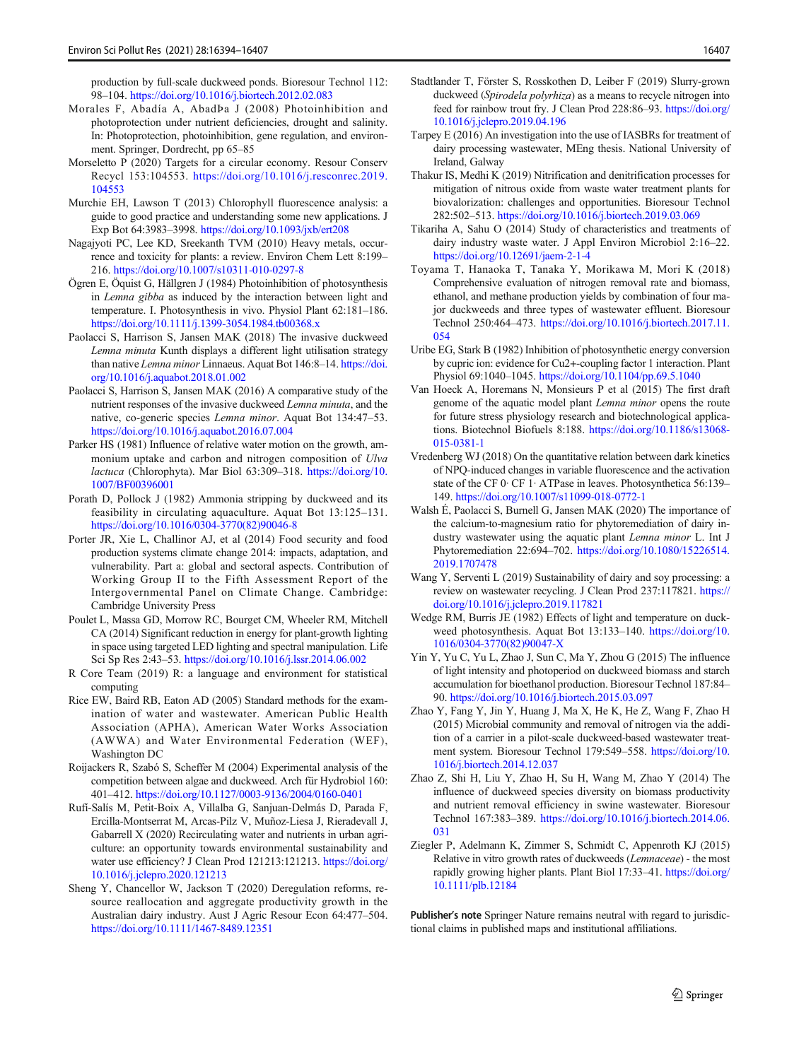production by full-scale duckweed ponds. Bioresour Technol 112: 98–104. https://doi.org/10.1016/j.biortech.2012.02.083

Morales F, Abadía A, AbadÞa J (2008) Photoinhibition and photoprotection under nutrient deficiencies, drought and salinity. In: Photoprotection, photoinhibition, gene regulation, and environment. Springer, Dordrecht, pp 65–85

Morseletto P (2020) Targets for a circular economy. Resour Conserv Recycl 153:104553. https://doi.org/10.1016/j.resconrec.2019.104553

Murchie EH, Lawson T (2013) Chlorophyll fluorescence analysis: a guide to good practice and understanding some new applications. J Exp Bot 64:3983–3998. https://doi.org/10.1093/jxb/ert208

Nagajyoti PC, Lee KD, Sreekanth TVM (2010) Heavy metals, occurrence and toxicity for plants: a review. Environ Chem Lett 8:199–216. https://doi.org/10.1007/s10311-010-0297-8

Ögren E, Öquist G, Hällgren J (1984) Photoinhibition of photosynthesis in *Lemna gibba* as induced by the interaction between light and temperature. I. Photosynthesis in vivo. Physiol Plant 62:181–186. https://doi.org/10.1111/j.1399-3054.1984.tb00368.x

Paolacci S, Harrison S, Jansen MAK (2018) The invasive duckweed *Lemna minuta* Kunth displays a different light utilisation strategy than native *Lemna minor* Linnaeus. Aquat Bot 146:8–14. https://doi.org/10.1016/j.aquabot.2018.01.002

Paolacci S, Harrison S, Jansen MAK (2016) A comparative study of the nutrient responses of the invasive duckweed *Lemna minuta*, and the native, co-generic species *Lemna minor*. Aquat Bot 134:47–53. https://doi.org/10.1016/j.aquabot.2016.07.004

Parker HS (1981) Influence of relative water motion on the growth, ammonium uptake and carbon and nitrogen composition of *Ulva lactuca* (Chlorophyta). Mar Biol 63:309–318. https://doi.org/10.1007/BF00396001

Porath D, Pollock J (1982) Ammonia stripping by duckweed and its feasibility in circulating aquaculture. Aquat Bot 13:125–131. https://doi.org/10.1016/0304-3770(82)90046-8

Porter JR, Xie L, Challinor AJ, et al (2014) Food security and food production systems climate change 2014: impacts, adaptation, and vulnerability. Part a: global and sectoral aspects. Contribution of Working Group II to the Fifth Assessment Report of the Intergovernmental Panel on Climate Change. Cambridge: Cambridge University Press

Poulet L, Massa GD, Morrow RC, Bourget CM, Wheeler RM, Mitchell CA (2014) Significant reduction in energy for plant-growth lighting in space using targeted LED lighting and spectral manipulation. Life Sci Sp Res 2:43–53. https://doi.org/10.1016/j.lssr.2014.06.002

R Core Team (2019) R: a language and environment for statistical computing

Rice EW, Baird RB, Eaton AD (2005) Standard methods for the examination of water and wastewater. American Public Health Association (APHA), American Water Works Association (AWWA) and Water Environmental Federation (WEF), Washington DC

Roijackers R, Szabó S, Scheffer M (2004) Experimental analysis of the competition between algae and duckweed. Arch für Hydrobiol 160: 401–412. https://doi.org/10.1127/0003-9136/2004/0160-0401

Rufí-Salís M, Petit-Boix A, Villalba G, Sanjuan-Delmás D, Parada F, Ercilla-Montserrat M, Arcas-Pilz V, Muñoz-Liesa J, Rieradevall J, Gabarrell X (2020) Recirculating water and nutrients in urban agriculture: an opportunity towards environmental sustainability and water use efficiency? J Clean Prod 121213:121213. https://doi.org/10.1016/j.jclepro.2020.121213

Sheng Y, Chancellor W, Jackson T (2020) Deregulation reforms, resource reallocation and aggregate productivity growth in the Australian dairy industry. Aust J Agric Resour Econ 64:477–504. https://doi.org/10.1111/1467-8489.12351

Stadtlander T, Förster S, Rosskothen D, Leiber F (2019) Slurry-grown duckweed (*Spirodela polyrhiza*) as a means to recycle nitrogen into feed for rainbow trout fry. J Clean Prod 228:86–93. https://doi.org/10.1016/j.jclepro.2019.04.196

Tarpey E (2016) An investigation into the use of IASBRs for treatment of dairy processing wastewater, MEng thesis. National University of Ireland, Galway

Thakur IS, Medhi K (2019) Nitrification and denitrification processes for mitigation of nitrous oxide from waste water treatment plants for biovalorization: challenges and opportunities. Bioresour Technol 282:502–513. https://doi.org/10.1016/j.biortech.2019.03.069

Tikariha A, Sahu O (2014) Study of characteristics and treatments of dairy industry waste water. J Appl Environ Microbiol 2:16–22. https://doi.org/10.12691/jaem-2-1-4

Toyama T, Hanaoka T, Tanaka Y, Morikawa M, Mori K (2018) Comprehensive evaluation of nitrogen removal rate and biomass, ethanol, and methane production yields by combination of four major duckweeds and three types of wastewater effluent. Bioresour Technol 250:464–473. https://doi.org/10.1016/j.biortech.2017.11.054

Uribe EG, Stark B (1982) Inhibition of photosynthetic energy conversion by cupric ion: evidence for Cu2+-coupling factor 1 interaction. Plant Physiol 69:1040–1045. https://doi.org/10.1104/pp.69.5.1040

Van Hoeck A, Horemans N, Monsieurs P et al (2015) The first draft genome of the aquatic model plant *Lemna minor* opens the route for future stress physiology research and biotechnological applications. Biotechnol Biofuels 8:188. https://doi.org/10.1186/s13068-015-0381-1

Vredenberg WJ (2018) On the quantitative relation between dark kinetics of NPQ-induced changes in variable fluorescence and the activation state of the CF 0· CF 1· ATPase in leaves. Photosynthetica 56:139–149. https://doi.org/10.1007/s11099-018-0772-1

Walsh É, Paolacci S, Burnell G, Jansen MAK (2020) The importance of the calcium-to-magnesium ratio for phytoremediation of dairy industry wastewater using the aquatic plant *Lemna minor* L. Int J Phytoremediation 22:694–702. https://doi.org/10.1080/15226514.2019.1707478

Wang Y, Serventi L (2019) Sustainability of dairy and soy processing: a review on wastewater recycling. J Clean Prod 237:117821. https://doi.org/10.1016/j.jclepro.2019.117821

Wedge RM, Burris JE (1982) Effects of light and temperature on duckweed photosynthesis. Aquat Bot 13:133–140. https://doi.org/10.1016/0304-3770(82)90047-X

Yin Y, Yu C, Yu L, Zhao J, Sun C, Ma Y, Zhou G (2015) The influence of light intensity and photoperiod on duckweed biomass and starch accumulation for bioethanol production. Bioresour Technol 187:84–90. https://doi.org/10.1016/j.biortech.2015.03.097

Zhao Y, Fang Y, Jin Y, Huang J, Ma X, He K, He Z, Wang F, Zhao H (2015) Microbial community and removal of nitrogen via the addition of a carrier in a pilot-scale duckweed-based wastewater treatment system. Bioresour Technol 179:549–558. https://doi.org/10.1016/j.biortech.2014.12.037

Zhao Z, Shi H, Liu Y, Zhao H, Su H, Wang M, Zhao Y (2014) The influence of duckweed species diversity on biomass productivity and nutrient removal efficiency in swine wastewater. Bioresour Technol 167:383–389. https://doi.org/10.1016/j.biortech.2014.06.031

Ziegler P, Adelmann K, Zimmer S, Schmidt C, Appenroth KJ (2015) Relative in vitro growth rates of duckweeds (*Lemnaceae*) - the most rapidly growing higher plants. Plant Biol 17:33–41. https://doi.org/10.1111/plb.12184

**Publisher's note** Springer Nature remains neutral with regard to jurisdictional claims in published maps and institutional affiliations.